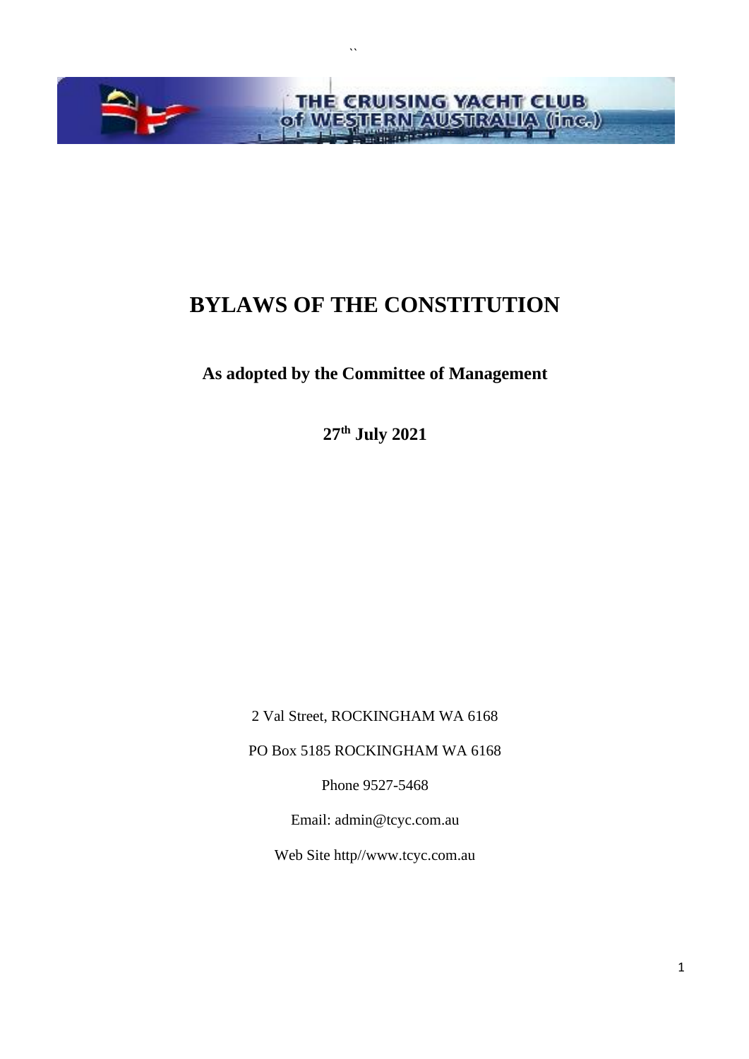THE CRUISING YACHT CLUB of WESTERN AUSTRALIA (inc.)

# BYLAWS OF THE CONSTITUTION

**As adopted by the Committee of Management**

**27th July 2021**

2 Val Street, ROCKINGHAM WA 6168

PO Box 5185 ROCKINGHAM WA 6168

Phone 9527-5468

Email: admin@tcyc.com.au

Web Site http//www.tcyc.com.au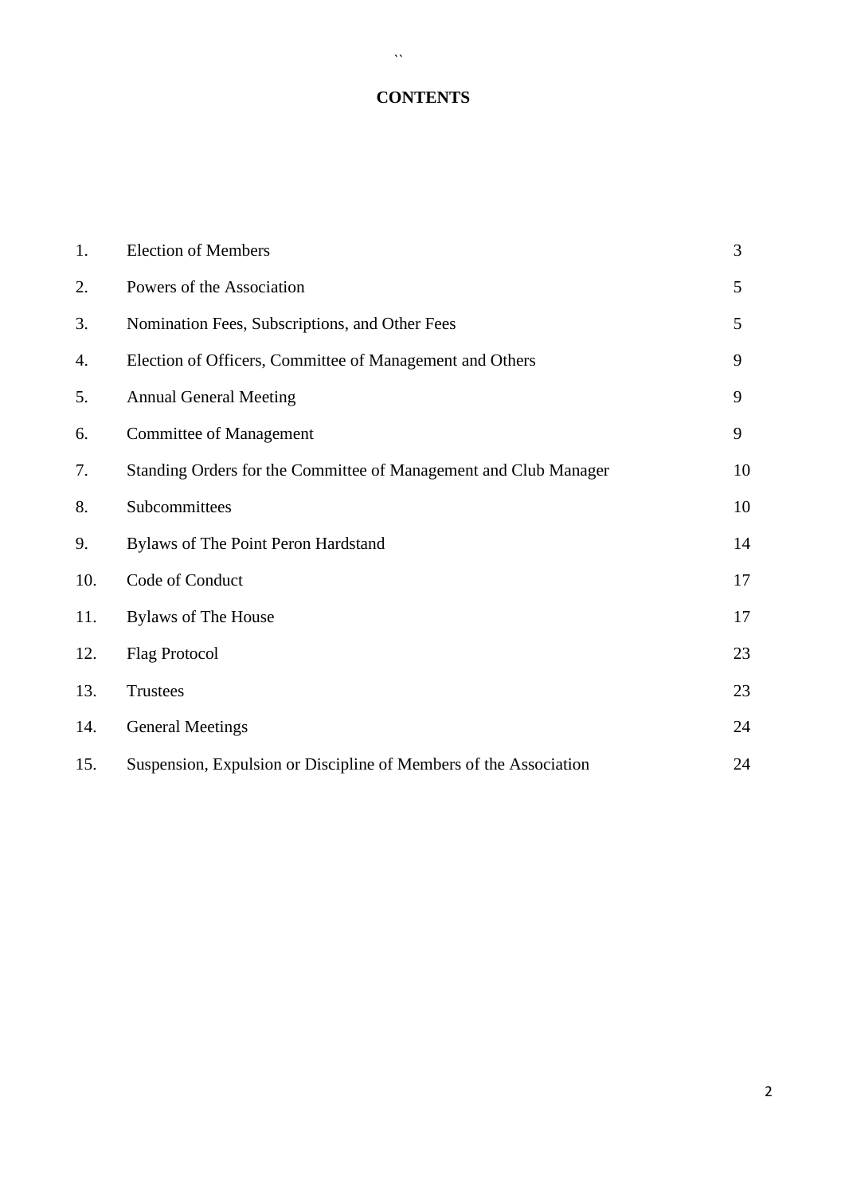# CONTENTS

| | | |
|---|---|---|
| 1. | Election of Members | 3 |
| 2. | Powers of the Association | 5 |
| 3. | Nomination Fees, Subscriptions, and Other Fees | 5 |
| 4. | Election of Officers, Committee of Management and Others | 9 |
| 5. | Annual General Meeting | 9 |
| 6. | Committee of Management | 9 |
| 7. | Standing Orders for the Committee of Management and Club Manager | 10 |
| 8. | Subcommittees | 10 |
| 9. | Bylaws of The Point Peron Hardstand | 14 |
| 10. | Code of Conduct | 17 |
| 11. | Bylaws of The House | 17 |
| 12. | Flag Protocol | 23 |
| 13. | Trustees | 23 |
| 14. | General Meetings | 24 |
| 15. | Suspension, Expulsion or Discipline of Members of the Association | 24 |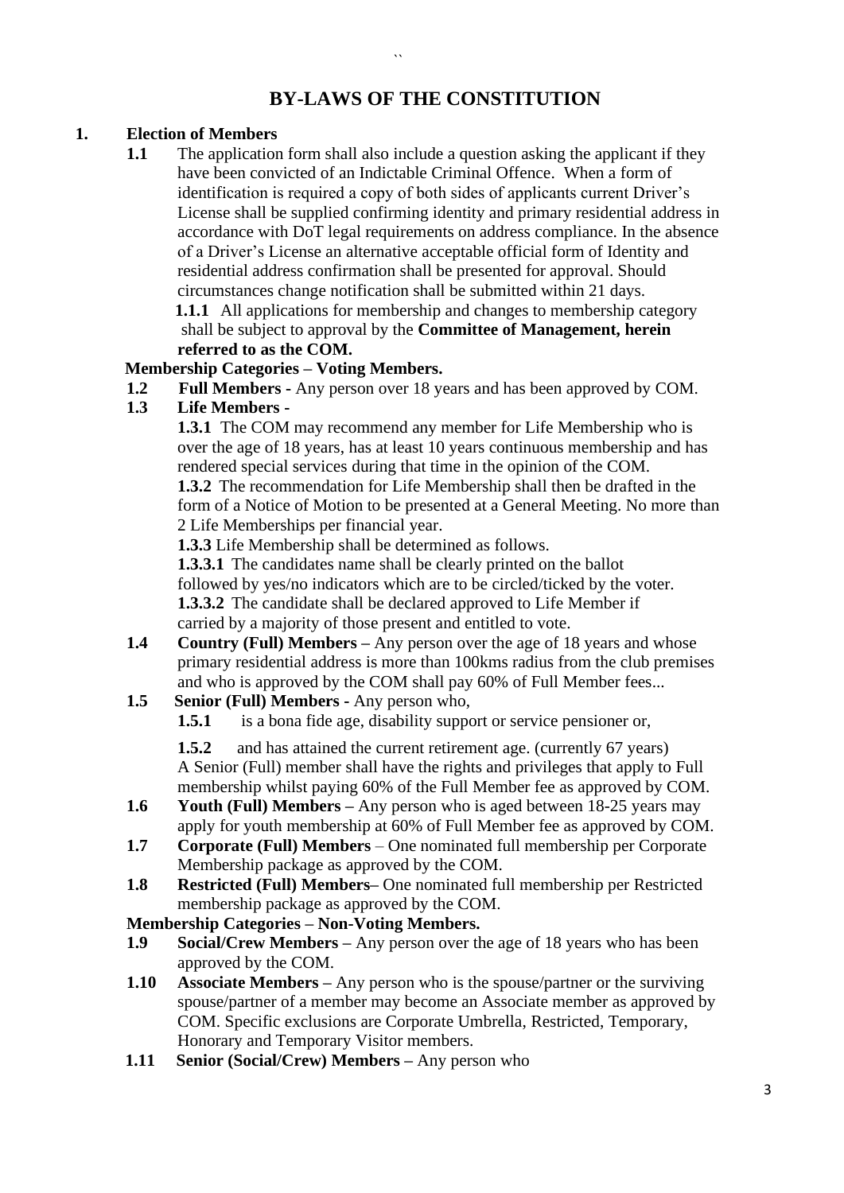# BY-LAWS OF THE CONSTITUTION

**1. Election of Members**

**1.1** The application form shall also include a question asking the applicant if they have been convicted of an Indictable Criminal Offence. When a form of identification is required a copy of both sides of applicants current Driver's License shall be supplied confirming identity and primary residential address in accordance with DoT legal requirements on address compliance. In the absence of a Driver's License an alternative acceptable official form of Identity and residential address confirmation shall be presented for approval. Should circumstances change notification shall be submitted within 21 days.

**1.1.1** All applications for membership and changes to membership category shall be subject to approval by the **Committee of Management, herein referred to as the COM.**

**Membership Categories – Voting Members.**

**1.2 Full Members -** Any person over 18 years and has been approved by COM.

**1.3 Life Members -**

**1.3.1** The COM may recommend any member for Life Membership who is over the age of 18 years, has at least 10 years continuous membership and has rendered special services during that time in the opinion of the COM.

**1.3.2** The recommendation for Life Membership shall then be drafted in the form of a Notice of Motion to be presented at a General Meeting. No more than 2 Life Memberships per financial year.

**1.3.3** Life Membership shall be determined as follows.

**1.3.3.1** The candidates name shall be clearly printed on the ballot followed by yes/no indicators which are to be circled/ticked by the voter.

**1.3.3.2** The candidate shall be declared approved to Life Member if carried by a majority of those present and entitled to vote.

**1.4 Country (Full) Members –** Any person over the age of 18 years and whose primary residential address is more than 100kms radius from the club premises and who is approved by the COM shall pay 60% of Full Member fees...

**1.5 Senior (Full) Members -** Any person who,

**1.5.1** is a bona fide age, disability support or service pensioner or,

**1.5.2** and has attained the current retirement age. (currently 67 years)

A Senior (Full) member shall have the rights and privileges that apply to Full membership whilst paying 60% of the Full Member fee as approved by COM.

**1.6 Youth (Full) Members –** Any person who is aged between 18-25 years may apply for youth membership at 60% of Full Member fee as approved by COM.

**1.7 Corporate (Full) Members** – One nominated full membership per Corporate Membership package as approved by the COM.

**1.8 Restricted (Full) Members**– One nominated full membership per Restricted membership package as approved by the COM.

**Membership Categories – Non-Voting Members.**

**1.9 Social/Crew Members –** Any person over the age of 18 years who has been approved by the COM.

**1.10 Associate Members –** Any person who is the spouse/partner or the surviving spouse/partner of a member may become an Associate member as approved by COM. Specific exclusions are Corporate Umbrella, Restricted, Temporary, Honorary and Temporary Visitor members.

**1.11 Senior (Social/Crew) Members –** Any person who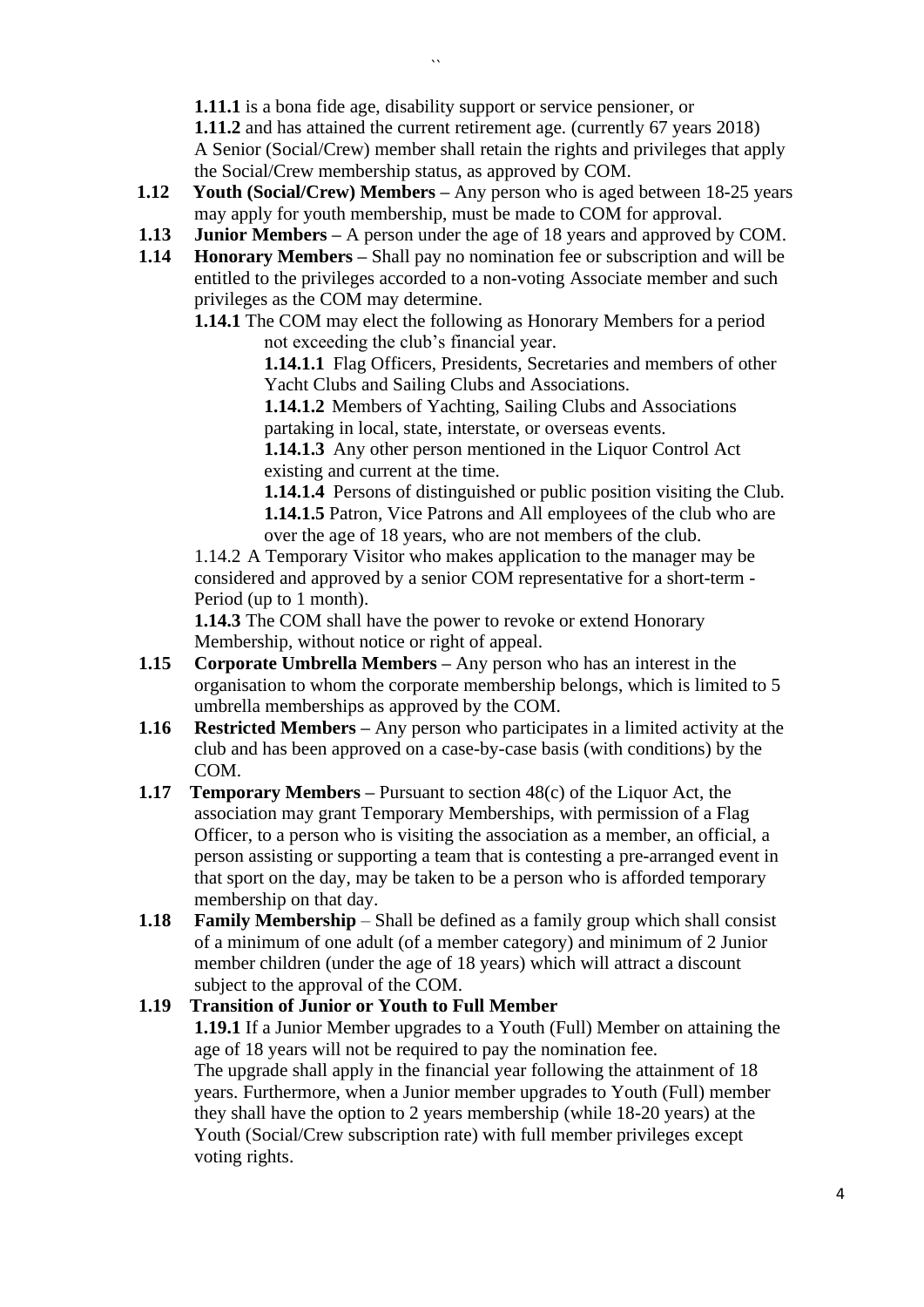**1.11.1** is a bona fide age, disability support or service pensioner, or
**1.11.2** and has attained the current retirement age. (currently 67 years 2018)
A Senior (Social/Crew) member shall retain the rights and privileges that apply the Social/Crew membership status, as approved by COM.

**1.12** **Youth (Social/Crew) Members –** Any person who is aged between 18-25 years may apply for youth membership, must be made to COM for approval.

**1.13** **Junior Members –** A person under the age of 18 years and approved by COM.

**1.14** **Honorary Members –** Shall pay no nomination fee or subscription and will be entitled to the privileges accorded to a non-voting Associate member and such privileges as the COM may determine.

**1.14.1** The COM may elect the following as Honorary Members for a period not exceeding the club's financial year.

**1.14.1.1** Flag Officers, Presidents, Secretaries and members of other Yacht Clubs and Sailing Clubs and Associations.
**1.14.1.2** Members of Yachting, Sailing Clubs and Associations partaking in local, state, interstate, or overseas events.
**1.14.1.3** Any other person mentioned in the Liquor Control Act existing and current at the time.
**1.14.1.4** Persons of distinguished or public position visiting the Club.
**1.14.1.5** Patron, Vice Patrons and All employees of the club who are over the age of 18 years, who are not members of the club.

1.14.2 A Temporary Visitor who makes application to the manager may be considered and approved by a senior COM representative for a short-term - Period (up to 1 month).

**1.14.3** The COM shall have the power to revoke or extend Honorary Membership, without notice or right of appeal.

**1.15** **Corporate Umbrella Members –** Any person who has an interest in the organisation to whom the corporate membership belongs, which is limited to 5 umbrella memberships as approved by the COM.

**1.16** **Restricted Members –** Any person who participates in a limited activity at the club and has been approved on a case-by-case basis (with conditions) by the COM.

**1.17** **Temporary Members –** Pursuant to section 48(c) of the Liquor Act, the association may grant Temporary Memberships, with permission of a Flag Officer, to a person who is visiting the association as a member, an official, a person assisting or supporting a team that is contesting a pre-arranged event in that sport on the day, may be taken to be a person who is afforded temporary membership on that day.

**1.18** **Family Membership** – Shall be defined as a family group which shall consist of a minimum of one adult (of a member category) and minimum of 2 Junior member children (under the age of 18 years) which will attract a discount subject to the approval of the COM.

**1.19** **Transition of Junior or Youth to Full Member**

**1.19.1** If a Junior Member upgrades to a Youth (Full) Member on attaining the age of 18 years will not be required to pay the nomination fee.
The upgrade shall apply in the financial year following the attainment of 18 years. Furthermore, when a Junior member upgrades to Youth (Full) member they shall have the option to 2 years membership (while 18-20 years) at the Youth (Social/Crew subscription rate) with full member privileges except voting rights.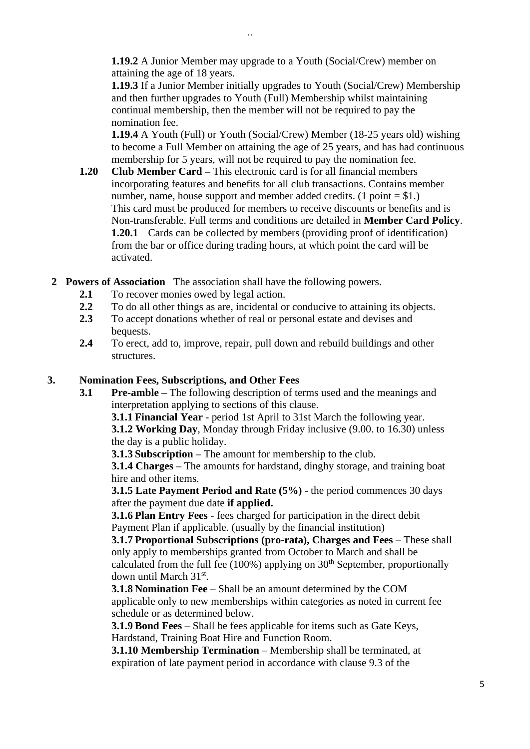**1.19.2** A Junior Member may upgrade to a Youth (Social/Crew) member on attaining the age of 18 years.

**1.19.3** If a Junior Member initially upgrades to Youth (Social/Crew) Membership and then further upgrades to Youth (Full) Membership whilst maintaining continual membership, then the member will not be required to pay the nomination fee.

**1.19.4** A Youth (Full) or Youth (Social/Crew) Member (18-25 years old) wishing to become a Full Member on attaining the age of 25 years, and has had continuous membership for 5 years, will not be required to pay the nomination fee.

**1.20 Club Member Card –** This electronic card is for all financial members incorporating features and benefits for all club transactions. Contains member number, name, house support and member added credits. (1 point = $1.) This card must be produced for members to receive discounts or benefits and is Non-transferable. Full terms and conditions are detailed in **Member Card Policy**.

**1.20.1** Cards can be collected by members (providing proof of identification) from the bar or office during trading hours, at which point the card will be activated.

**2 Powers of Association** The association shall have the following powers.

- **2.1** To recover monies owed by legal action.
- **2.2** To do all other things as are, incidental or conducive to attaining its objects.
- **2.3** To accept donations whether of real or personal estate and devises and bequests.
- **2.4** To erect, add to, improve, repair, pull down and rebuild buildings and other structures.

**3. Nomination Fees, Subscriptions, and Other Fees**

**3.1 Pre-amble –** The following description of terms used and the meanings and interpretation applying to sections of this clause.

**3.1.1 Financial Year** - period 1st April to 31st March the following year.

**3.1.2 Working Day**, Monday through Friday inclusive (9.00. to 16.30) unless the day is a public holiday.

**3.1.3 Subscription –** The amount for membership to the club.

**3.1.4 Charges –** The amounts for hardstand, dinghy storage, and training boat hire and other items.

**3.1.5 Late Payment Period and Rate (5%)** - the period commences 30 days after the payment due date **if applied.**

**3.1.6 Plan Entry Fees** - fees charged for participation in the direct debit Payment Plan if applicable. (usually by the financial institution)

**3.1.7 Proportional Subscriptions (pro-rata), Charges and Fees** – These shall only apply to memberships granted from October to March and shall be calculated from the full fee (100%) applying on 30th September, proportionally down until March 31st.

**3.1.8 Nomination Fee** – Shall be an amount determined by the COM applicable only to new memberships within categories as noted in current fee schedule or as determined below.

**3.1.9 Bond Fees** – Shall be fees applicable for items such as Gate Keys, Hardstand, Training Boat Hire and Function Room.

**3.1.10 Membership Termination** – Membership shall be terminated, at expiration of late payment period in accordance with clause 9.3 of the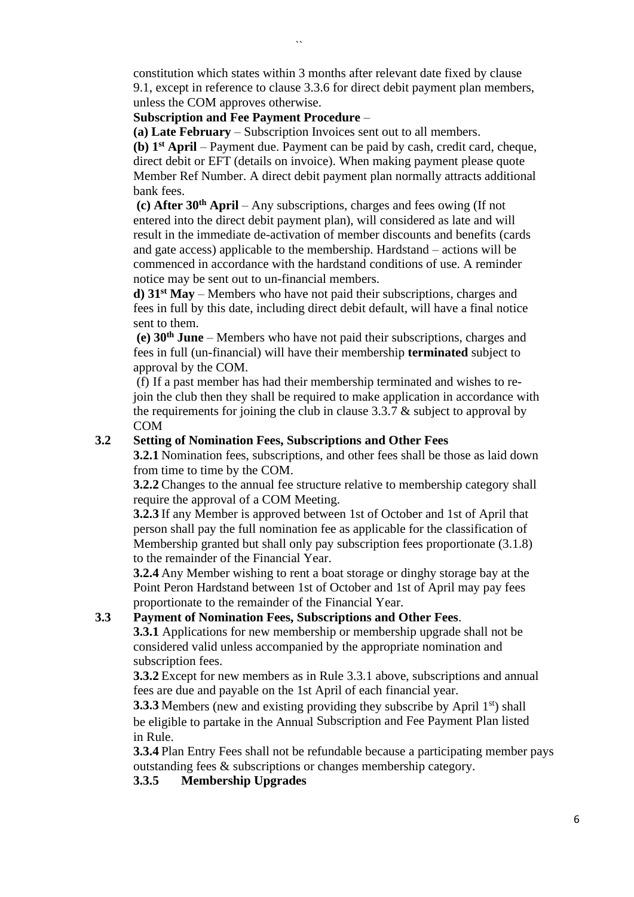constitution which states within 3 months after relevant date fixed by clause 9.1, except in reference to clause 3.3.6 for direct debit payment plan members, unless the COM approves otherwise.

**Subscription and Fee Payment Procedure** –

**(a) Late February** – Subscription Invoices sent out to all members.

**(b) 1st April** – Payment due. Payment can be paid by cash, credit card, cheque, direct debit or EFT (details on invoice). When making payment please quote Member Ref Number. A direct debit payment plan normally attracts additional bank fees.

**(c) After 30th April** – Any subscriptions, charges and fees owing (If not entered into the direct debit payment plan), will considered as late and will result in the immediate de-activation of member discounts and benefits (cards and gate access) applicable to the membership. Hardstand – actions will be commenced in accordance with the hardstand conditions of use. A reminder notice may be sent out to un-financial members.

**d) 31st May** – Members who have not paid their subscriptions, charges and fees in full by this date, including direct debit default, will have a final notice sent to them.

**(e) 30th June** – Members who have not paid their subscriptions, charges and fees in full (un-financial) will have their membership **terminated** subject to approval by the COM.

(f) If a past member has had their membership terminated and wishes to re-join the club then they shall be required to make application in accordance with the requirements for joining the club in clause 3.3.7 & subject to approval by COM

**3.2 Setting of Nomination Fees, Subscriptions and Other Fees**

**3.2.1** Nomination fees, subscriptions, and other fees shall be those as laid down from time to time by the COM.

**3.2.2** Changes to the annual fee structure relative to membership category shall require the approval of a COM Meeting.

**3.2.3** If any Member is approved between 1st of October and 1st of April that person shall pay the full nomination fee as applicable for the classification of Membership granted but shall only pay subscription fees proportionate (3.1.8) to the remainder of the Financial Year.

**3.2.4** Any Member wishing to rent a boat storage or dinghy storage bay at the Point Peron Hardstand between 1st of October and 1st of April may pay fees proportionate to the remainder of the Financial Year.

**3.3 Payment of Nomination Fees, Subscriptions and Other Fees**.

**3.3.1** Applications for new membership or membership upgrade shall not be considered valid unless accompanied by the appropriate nomination and subscription fees.

**3.3.2** Except for new members as in Rule 3.3.1 above, subscriptions and annual fees are due and payable on the 1st April of each financial year.

**3.3.3** Members (new and existing providing they subscribe by April 1st) shall be eligible to partake in the Annual Subscription and Fee Payment Plan listed in Rule.

**3.3.4** Plan Entry Fees shall not be refundable because a participating member pays outstanding fees & subscriptions or changes membership category.

**3.3.5 Membership Upgrades**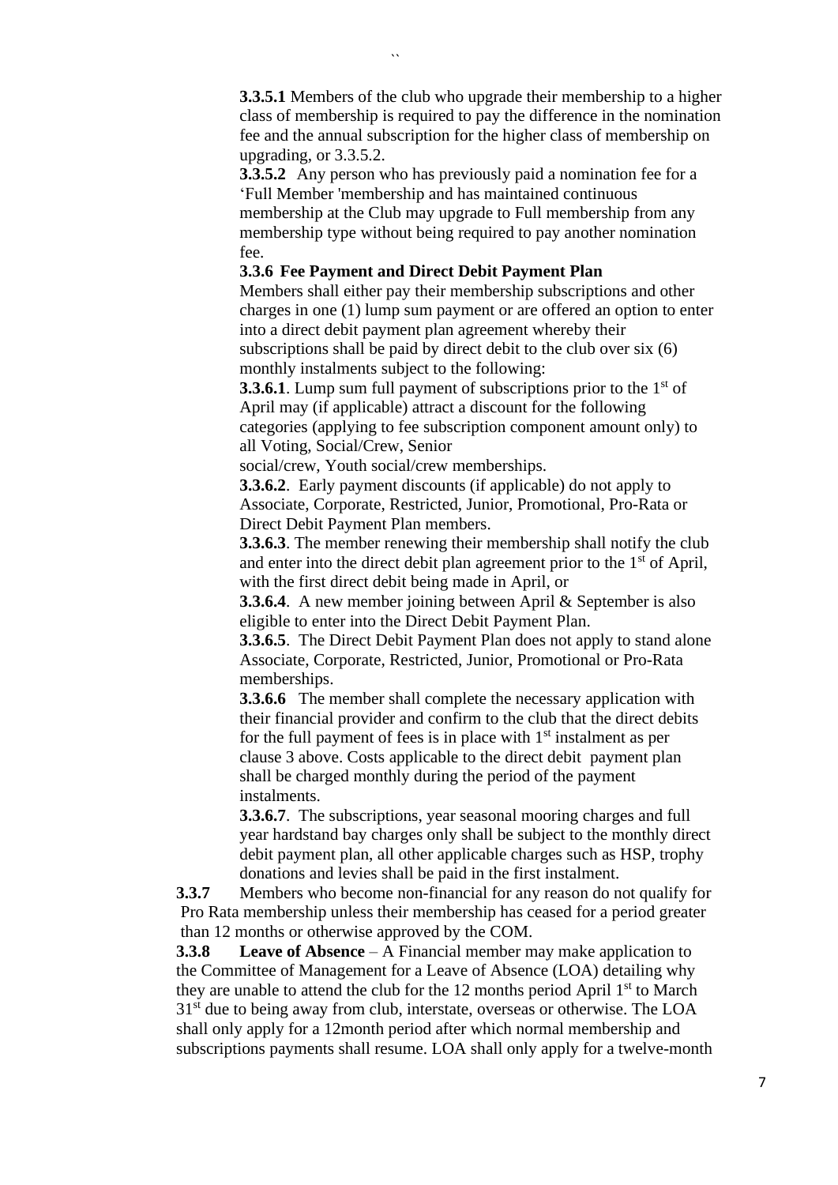**3.3.5.1** Members of the club who upgrade their membership to a higher class of membership is required to pay the difference in the nomination fee and the annual subscription for the higher class of membership on upgrading, or 3.3.5.2.

**3.3.5.2** Any person who has previously paid a nomination fee for a 'Full Member 'membership and has maintained continuous membership at the Club may upgrade to Full membership from any membership type without being required to pay another nomination fee.

**3.3.6 Fee Payment and Direct Debit Payment Plan**

Members shall either pay their membership subscriptions and other charges in one (1) lump sum payment or are offered an option to enter into a direct debit payment plan agreement whereby their subscriptions shall be paid by direct debit to the club over six (6) monthly instalments subject to the following:

**3.3.6.1**. Lump sum full payment of subscriptions prior to the 1st of April may (if applicable) attract a discount for the following categories (applying to fee subscription component amount only) to all Voting, Social/Crew, Senior social/crew, Youth social/crew memberships.

**3.3.6.2**. Early payment discounts (if applicable) do not apply to Associate, Corporate, Restricted, Junior, Promotional, Pro-Rata or Direct Debit Payment Plan members.

**3.3.6.3**. The member renewing their membership shall notify the club and enter into the direct debit plan agreement prior to the 1st of April, with the first direct debit being made in April, or

**3.3.6.4**. A new member joining between April & September is also eligible to enter into the Direct Debit Payment Plan.

**3.3.6.5**. The Direct Debit Payment Plan does not apply to stand alone Associate, Corporate, Restricted, Junior, Promotional or Pro-Rata memberships.

**3.3.6.6** The member shall complete the necessary application with their financial provider and confirm to the club that the direct debits for the full payment of fees is in place with 1st instalment as per clause 3 above. Costs applicable to the direct debit payment plan shall be charged monthly during the period of the payment instalments.

**3.3.6.7**. The subscriptions, year seasonal mooring charges and full year hardstand bay charges only shall be subject to the monthly direct debit payment plan, all other applicable charges such as HSP, trophy donations and levies shall be paid in the first instalment.

**3.3.7** Members who become non-financial for any reason do not qualify for Pro Rata membership unless their membership has ceased for a period greater than 12 months or otherwise approved by the COM.

**3.3.8 Leave of Absence** – A Financial member may make application to the Committee of Management for a Leave of Absence (LOA) detailing why they are unable to attend the club for the 12 months period April 1st to March 31st due to being away from club, interstate, overseas or otherwise. The LOA shall only apply for a 12month period after which normal membership and subscriptions payments shall resume. LOA shall only apply for a twelve-month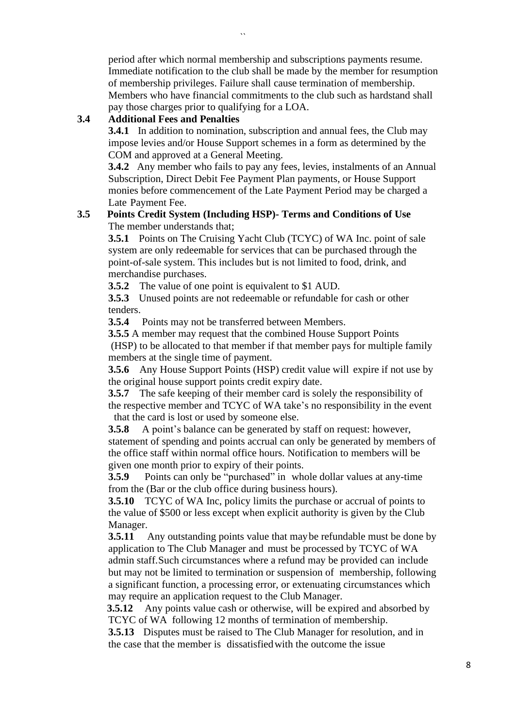period after which normal membership and subscriptions payments resume. Immediate notification to the club shall be made by the member for resumption of membership privileges. Failure shall cause termination of membership. Members who have financial commitments to the club such as hardstand shall pay those charges prior to qualifying for a LOA.

**3.4 Additional Fees and Penalties**

**3.4.1** In addition to nomination, subscription and annual fees, the Club may impose levies and/or House Support schemes in a form as determined by the COM and approved at a General Meeting.

**3.4.2** Any member who fails to pay any fees, levies, instalments of an Annual Subscription, Direct Debit Fee Payment Plan payments, or House Support monies before commencement of the Late Payment Period may be charged a Late Payment Fee.

**3.5 Points Credit System (Including HSP)- Terms and Conditions of Use**

The member understands that;

**3.5.1** Points on The Cruising Yacht Club (TCYC) of WA Inc. point of sale system are only redeemable for services that can be purchased through the point-of-sale system. This includes but is not limited to food, drink, and merchandise purchases.

**3.5.2** The value of one point is equivalent to $1 AUD.

**3.5.3** Unused points are not redeemable or refundable for cash or other tenders.

**3.5.4** Points may not be transferred between Members.

**3.5.5** A member may request that the combined House Support Points (HSP) to be allocated to that member if that member pays for multiple family members at the single time of payment.

**3.5.6** Any House Support Points (HSP) credit value will expire if not use by the original house support points credit expiry date.

**3.5.7** The safe keeping of their member card is solely the responsibility of the respective member and TCYC of WA take's no responsibility in the event that the card is lost or used by someone else.

**3.5.8** A point's balance can be generated by staff on request: however, statement of spending and points accrual can only be generated by members of the office staff within normal office hours. Notification to members will be given one month prior to expiry of their points.

**3.5.9** Points can only be "purchased" in whole dollar values at any-time from the (Bar or the club office during business hours).

**3.5.10** TCYC of WA Inc, policy limits the purchase or accrual of points to the value of $500 or less except when explicit authority is given by the Club Manager.

**3.5.11** Any outstanding points value that may be refundable must be done by application to The Club Manager and must be processed by TCYC of WA admin staff. Such circumstances where a refund may be provided can include but may not be limited to termination or suspension of membership, following a significant function, a processing error, or extenuating circumstances which may require an application request to the Club Manager.

**3.5.12** Any points value cash or otherwise, will be expired and absorbed by TCYC of WA following 12 months of termination of membership.

**3.5.13** Disputes must be raised to The Club Manager for resolution, and in the case that the member is dissatisfied with the outcome the issue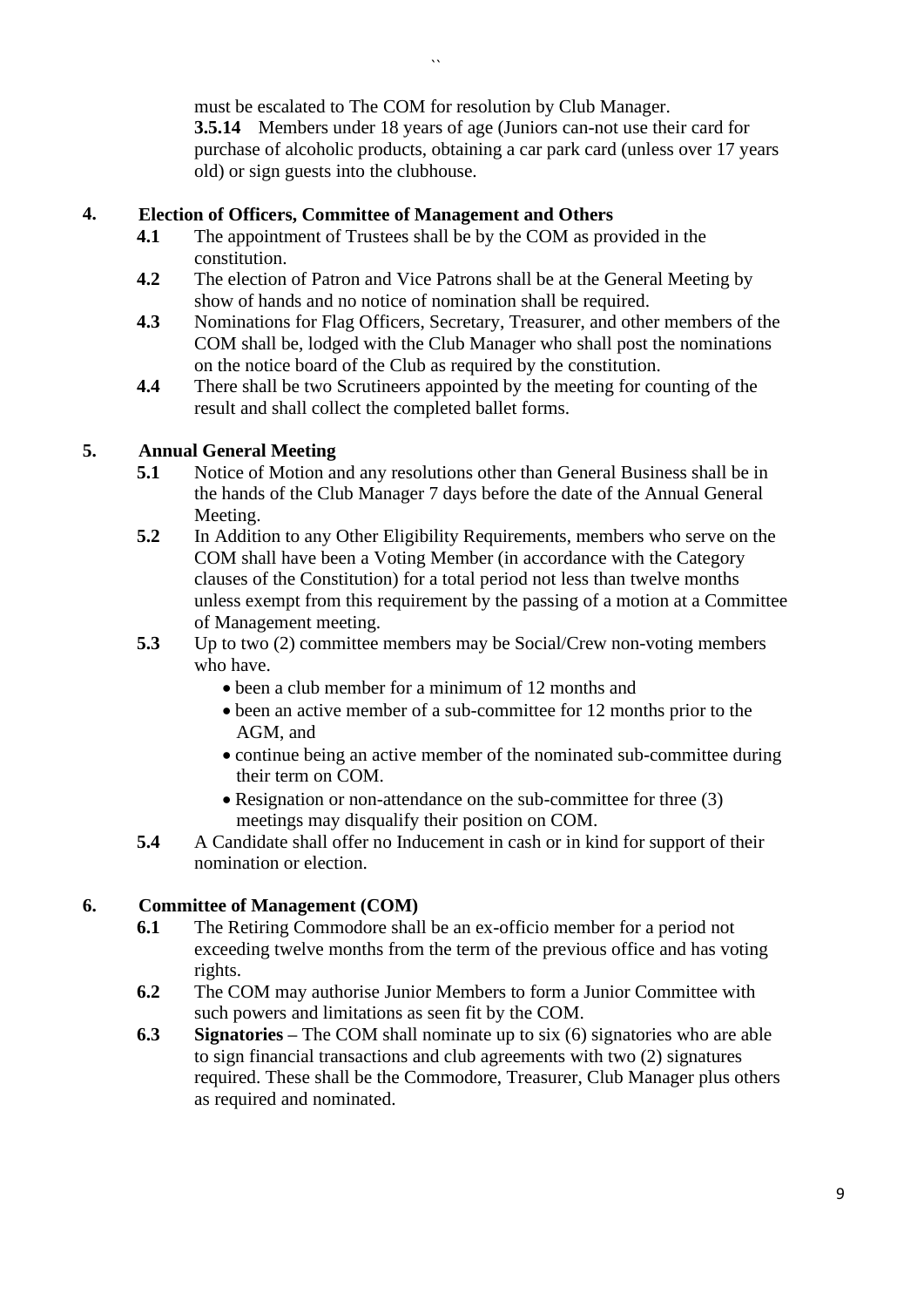must be escalated to The COM for resolution by Club Manager.

**3.5.14** Members under 18 years of age (Juniors can-not use their card for purchase of alcoholic products, obtaining a car park card (unless over 17 years old) or sign guests into the clubhouse.

## 4. Election of Officers, Committee of Management and Others

**4.1** The appointment of Trustees shall be by the COM as provided in the constitution.

**4.2** The election of Patron and Vice Patrons shall be at the General Meeting by show of hands and no notice of nomination shall be required.

**4.3** Nominations for Flag Officers, Secretary, Treasurer, and other members of the COM shall be, lodged with the Club Manager who shall post the nominations on the notice board of the Club as required by the constitution.

**4.4** There shall be two Scrutineers appointed by the meeting for counting of the result and shall collect the completed ballet forms.

## 5. Annual General Meeting

**5.1** Notice of Motion and any resolutions other than General Business shall be in the hands of the Club Manager 7 days before the date of the Annual General Meeting.

**5.2** In Addition to any Other Eligibility Requirements, members who serve on the COM shall have been a Voting Member (in accordance with the Category clauses of the Constitution) for a total period not less than twelve months unless exempt from this requirement by the passing of a motion at a Committee of Management meeting.

**5.3** Up to two (2) committee members may be Social/Crew non-voting members who have.

- been a club member for a minimum of 12 months and
- been an active member of a sub-committee for 12 months prior to the AGM, and
- continue being an active member of the nominated sub-committee during their term on COM.
- Resignation or non-attendance on the sub-committee for three (3) meetings may disqualify their position on COM.

**5.4** A Candidate shall offer no Inducement in cash or in kind for support of their nomination or election.

## 6. Committee of Management (COM)

**6.1** The Retiring Commodore shall be an ex-officio member for a period not exceeding twelve months from the term of the previous office and has voting rights.

**6.2** The COM may authorise Junior Members to form a Junior Committee with such powers and limitations as seen fit by the COM.

**6.3** **Signatories –** The COM shall nominate up to six (6) signatories who are able to sign financial transactions and club agreements with two (2) signatures required. These shall be the Commodore, Treasurer, Club Manager plus others as required and nominated.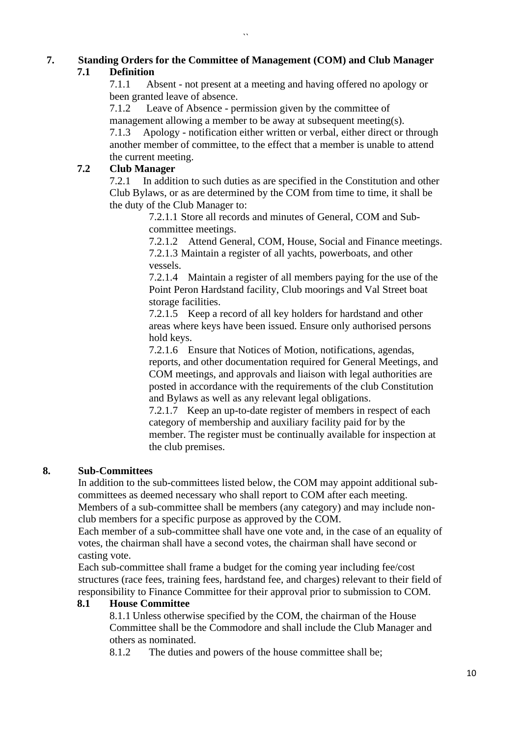## 7. Standing Orders for the Committee of Management (COM) and Club Manager

### 7.1 Definition

7.1.1 Absent - not present at a meeting and having offered no apology or been granted leave of absence.

7.1.2 Leave of Absence - permission given by the committee of management allowing a member to be away at subsequent meeting(s).

7.1.3 Apology - notification either written or verbal, either direct or through another member of committee, to the effect that a member is unable to attend the current meeting.

### 7.2 Club Manager

7.2.1 In addition to such duties as are specified in the Constitution and other Club Bylaws, or as are determined by the COM from time to time, it shall be the duty of the Club Manager to:

7.2.1.1 Store all records and minutes of General, COM and Sub-committee meetings.

7.2.1.2 Attend General, COM, House, Social and Finance meetings.

7.2.1.3 Maintain a register of all yachts, powerboats, and other vessels.

7.2.1.4 Maintain a register of all members paying for the use of the Point Peron Hardstand facility, Club moorings and Val Street boat storage facilities.

7.2.1.5 Keep a record of all key holders for hardstand and other areas where keys have been issued. Ensure only authorised persons hold keys.

7.2.1.6 Ensure that Notices of Motion, notifications, agendas, reports, and other documentation required for General Meetings, and COM meetings, and approvals and liaison with legal authorities are posted in accordance with the requirements of the club Constitution and Bylaws as well as any relevant legal obligations.

7.2.1.7 Keep an up-to-date register of members in respect of each category of membership and auxiliary facility paid for by the member. The register must be continually available for inspection at the club premises.

## 8. Sub-Committees

In addition to the sub-committees listed below, the COM may appoint additional sub-committees as deemed necessary who shall report to COM after each meeting. Members of a sub-committee shall be members (any category) and may include non-club members for a specific purpose as approved by the COM.

Each member of a sub-committee shall have one vote and, in the case of an equality of votes, the chairman shall have a second votes, the chairman shall have second or casting vote.

Each sub-committee shall frame a budget for the coming year including fee/cost structures (race fees, training fees, hardstand fee, and charges) relevant to their field of responsibility to Finance Committee for their approval prior to submission to COM.

### 8.1 House Committee

8.1.1 Unless otherwise specified by the COM, the chairman of the House Committee shall be the Commodore and shall include the Club Manager and others as nominated.

8.1.2 The duties and powers of the house committee shall be;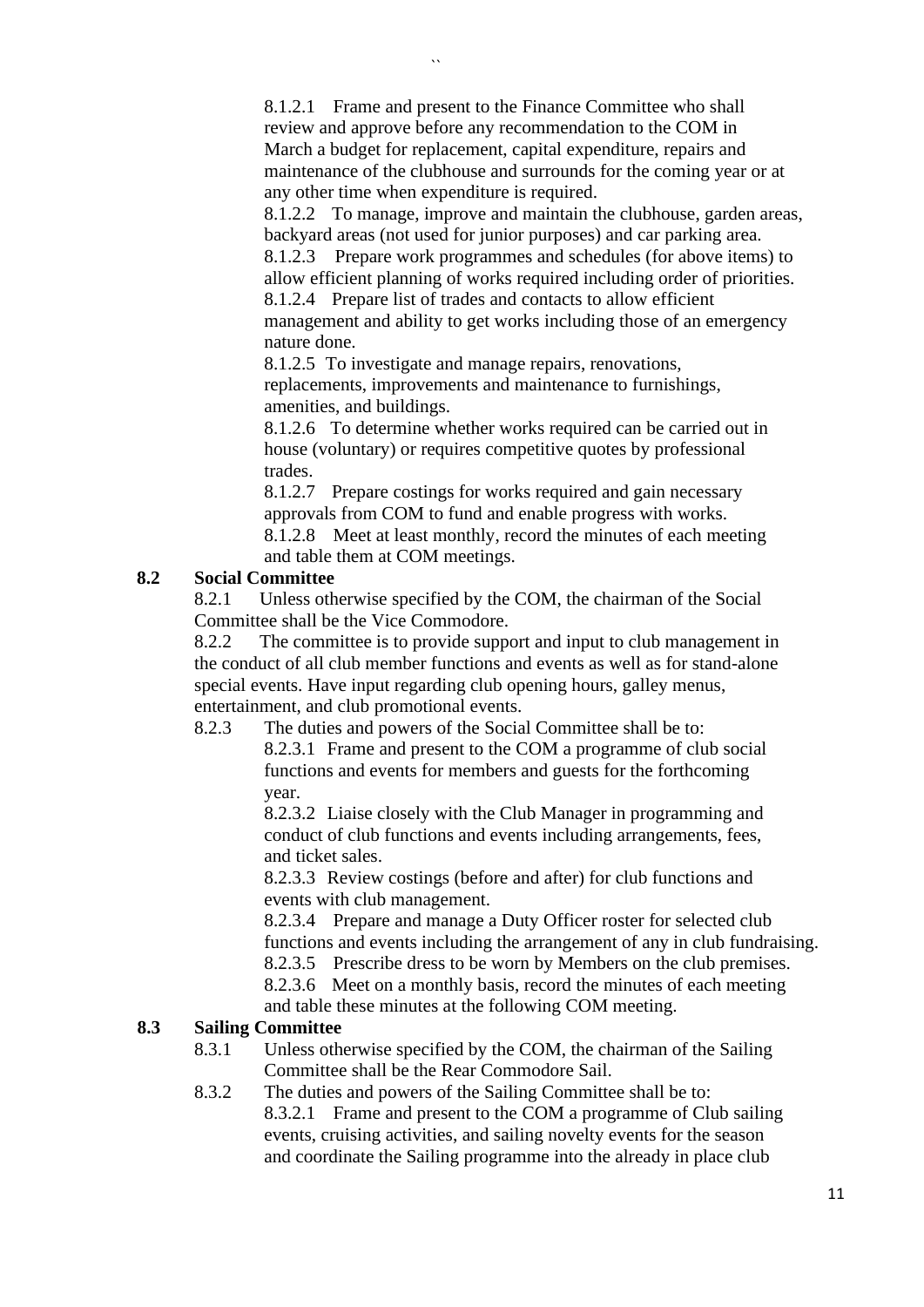8.1.2.1 Frame and present to the Finance Committee who shall review and approve before any recommendation to the COM in March a budget for replacement, capital expenditure, repairs and maintenance of the clubhouse and surrounds for the coming year or at any other time when expenditure is required.

8.1.2.2 To manage, improve and maintain the clubhouse, garden areas, backyard areas (not used for junior purposes) and car parking area.

8.1.2.3 Prepare work programmes and schedules (for above items) to allow efficient planning of works required including order of priorities.

8.1.2.4 Prepare list of trades and contacts to allow efficient management and ability to get works including those of an emergency nature done.

8.1.2.5 To investigate and manage repairs, renovations, replacements, improvements and maintenance to furnishings, amenities, and buildings.

8.1.2.6 To determine whether works required can be carried out in house (voluntary) or requires competitive quotes by professional trades.

8.1.2.7 Prepare costings for works required and gain necessary approvals from COM to fund and enable progress with works.

8.1.2.8 Meet at least monthly, record the minutes of each meeting and table them at COM meetings.

**8.2 Social Committee**

8.2.1 Unless otherwise specified by the COM, the chairman of the Social Committee shall be the Vice Commodore.

8.2.2 The committee is to provide support and input to club management in the conduct of all club member functions and events as well as for stand-alone special events. Have input regarding club opening hours, galley menus, entertainment, and club promotional events.

8.2.3 The duties and powers of the Social Committee shall be to:

8.2.3.1 Frame and present to the COM a programme of club social functions and events for members and guests for the forthcoming year.

8.2.3.2 Liaise closely with the Club Manager in programming and conduct of club functions and events including arrangements, fees, and ticket sales.

8.2.3.3 Review costings (before and after) for club functions and events with club management.

8.2.3.4 Prepare and manage a Duty Officer roster for selected club functions and events including the arrangement of any in club fundraising.

8.2.3.5 Prescribe dress to be worn by Members on the club premises.

8.2.3.6 Meet on a monthly basis, record the minutes of each meeting and table these minutes at the following COM meeting.

**8.3 Sailing Committee**

8.3.1 Unless otherwise specified by the COM, the chairman of the Sailing Committee shall be the Rear Commodore Sail.

8.3.2 The duties and powers of the Sailing Committee shall be to:

8.3.2.1 Frame and present to the COM a programme of Club sailing events, cruising activities, and sailing novelty events for the season and coordinate the Sailing programme into the already in place club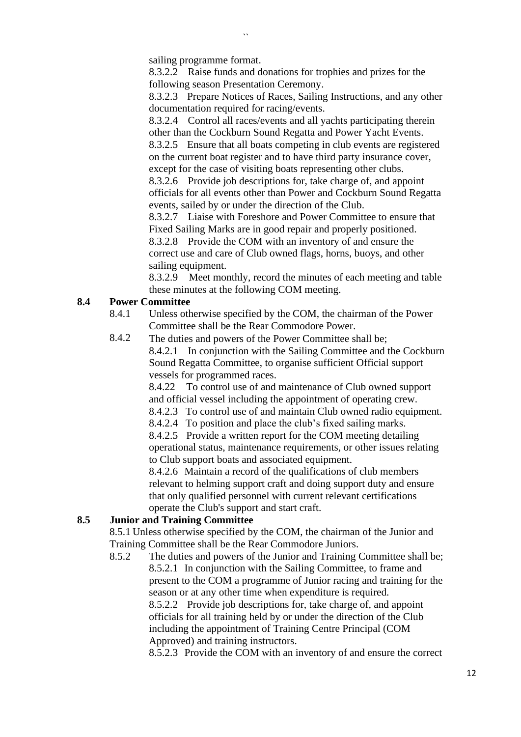sailing programme format.

8.3.2.2 Raise funds and donations for trophies and prizes for the following season Presentation Ceremony.

8.3.2.3 Prepare Notices of Races, Sailing Instructions, and any other documentation required for racing/events.

8.3.2.4 Control all races/events and all yachts participating therein other than the Cockburn Sound Regatta and Power Yacht Events.

8.3.2.5 Ensure that all boats competing in club events are registered on the current boat register and to have third party insurance cover, except for the case of visiting boats representing other clubs.

8.3.2.6 Provide job descriptions for, take charge of, and appoint officials for all events other than Power and Cockburn Sound Regatta events, sailed by or under the direction of the Club.

8.3.2.7 Liaise with Foreshore and Power Committee to ensure that Fixed Sailing Marks are in good repair and properly positioned.

8.3.2.8 Provide the COM with an inventory of and ensure the correct use and care of Club owned flags, horns, buoys, and other sailing equipment.

8.3.2.9 Meet monthly, record the minutes of each meeting and table these minutes at the following COM meeting.

**8.4 Power Committee**

8.4.1 Unless otherwise specified by the COM, the chairman of the Power Committee shall be the Rear Commodore Power.

8.4.2 The duties and powers of the Power Committee shall be;

8.4.2.1 In conjunction with the Sailing Committee and the Cockburn Sound Regatta Committee, to organise sufficient Official support vessels for programmed races.

8.4.22 To control use of and maintenance of Club owned support and official vessel including the appointment of operating crew.

8.4.2.3 To control use of and maintain Club owned radio equipment.

8.4.2.4 To position and place the club's fixed sailing marks.

8.4.2.5 Provide a written report for the COM meeting detailing operational status, maintenance requirements, or other issues relating to Club support boats and associated equipment.

8.4.2.6 Maintain a record of the qualifications of club members relevant to helming support craft and doing support duty and ensure that only qualified personnel with current relevant certifications operate the Club's support and start craft.

**8.5 Junior and Training Committee**

8.5.1 Unless otherwise specified by the COM, the chairman of the Junior and Training Committee shall be the Rear Commodore Juniors.

8.5.2 The duties and powers of the Junior and Training Committee shall be;

8.5.2.1 In conjunction with the Sailing Committee, to frame and present to the COM a programme of Junior racing and training for the season or at any other time when expenditure is required.

8.5.2.2 Provide job descriptions for, take charge of, and appoint officials for all training held by or under the direction of the Club including the appointment of Training Centre Principal (COM Approved) and training instructors.

8.5.2.3 Provide the COM with an inventory of and ensure the correct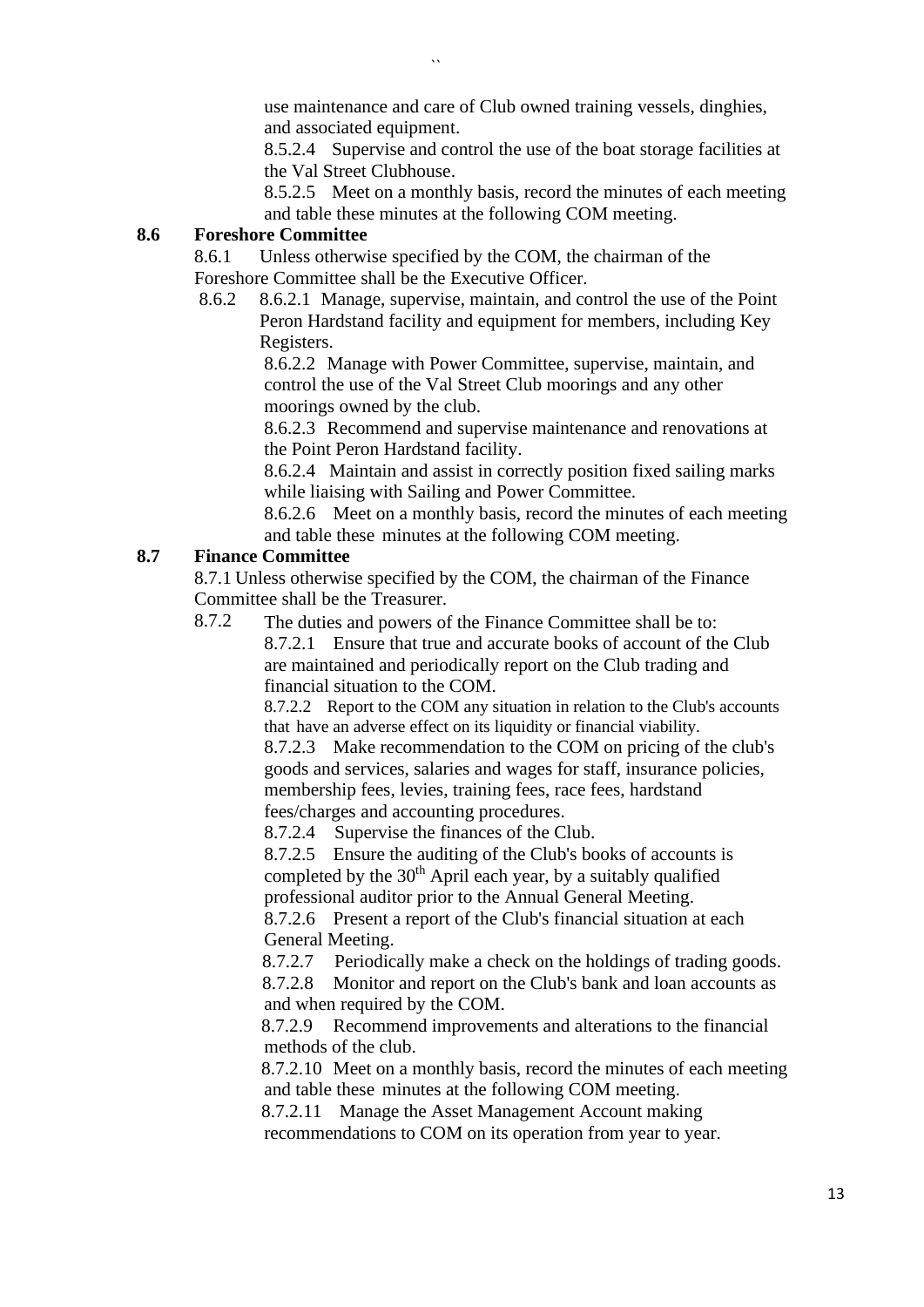use maintenance and care of Club owned training vessels, dinghies, and associated equipment.

8.5.2.4 Supervise and control the use of the boat storage facilities at the Val Street Clubhouse.

8.5.2.5 Meet on a monthly basis, record the minutes of each meeting and table these minutes at the following COM meeting.

**8.6 Foreshore Committee**

8.6.1 Unless otherwise specified by the COM, the chairman of the Foreshore Committee shall be the Executive Officer.

8.6.2 8.6.2.1 Manage, supervise, maintain, and control the use of the Point Peron Hardstand facility and equipment for members, including Key Registers.

8.6.2.2 Manage with Power Committee, supervise, maintain, and control the use of the Val Street Club moorings and any other moorings owned by the club.

8.6.2.3 Recommend and supervise maintenance and renovations at the Point Peron Hardstand facility.

8.6.2.4 Maintain and assist in correctly position fixed sailing marks while liaising with Sailing and Power Committee.

8.6.2.6 Meet on a monthly basis, record the minutes of each meeting and table these minutes at the following COM meeting.

**8.7 Finance Committee**

8.7.1 Unless otherwise specified by the COM, the chairman of the Finance Committee shall be the Treasurer.

8.7.2 The duties and powers of the Finance Committee shall be to:

8.7.2.1 Ensure that true and accurate books of account of the Club are maintained and periodically report on the Club trading and financial situation to the COM.

8.7.2.2 Report to the COM any situation in relation to the Club's accounts that have an adverse effect on its liquidity or financial viability.

8.7.2.3 Make recommendation to the COM on pricing of the club's goods and services, salaries and wages for staff, insurance policies, membership fees, levies, training fees, race fees, hardstand fees/charges and accounting procedures.

8.7.2.4 Supervise the finances of the Club.

8.7.2.5 Ensure the auditing of the Club's books of accounts is completed by the 30th April each year, by a suitably qualified professional auditor prior to the Annual General Meeting.

8.7.2.6 Present a report of the Club's financial situation at each General Meeting.

8.7.2.7 Periodically make a check on the holdings of trading goods.

8.7.2.8 Monitor and report on the Club's bank and loan accounts as and when required by the COM.

8.7.2.9 Recommend improvements and alterations to the financial methods of the club.

8.7.2.10 Meet on a monthly basis, record the minutes of each meeting and table these minutes at the following COM meeting.

8.7.2.11 Manage the Asset Management Account making recommendations to COM on its operation from year to year.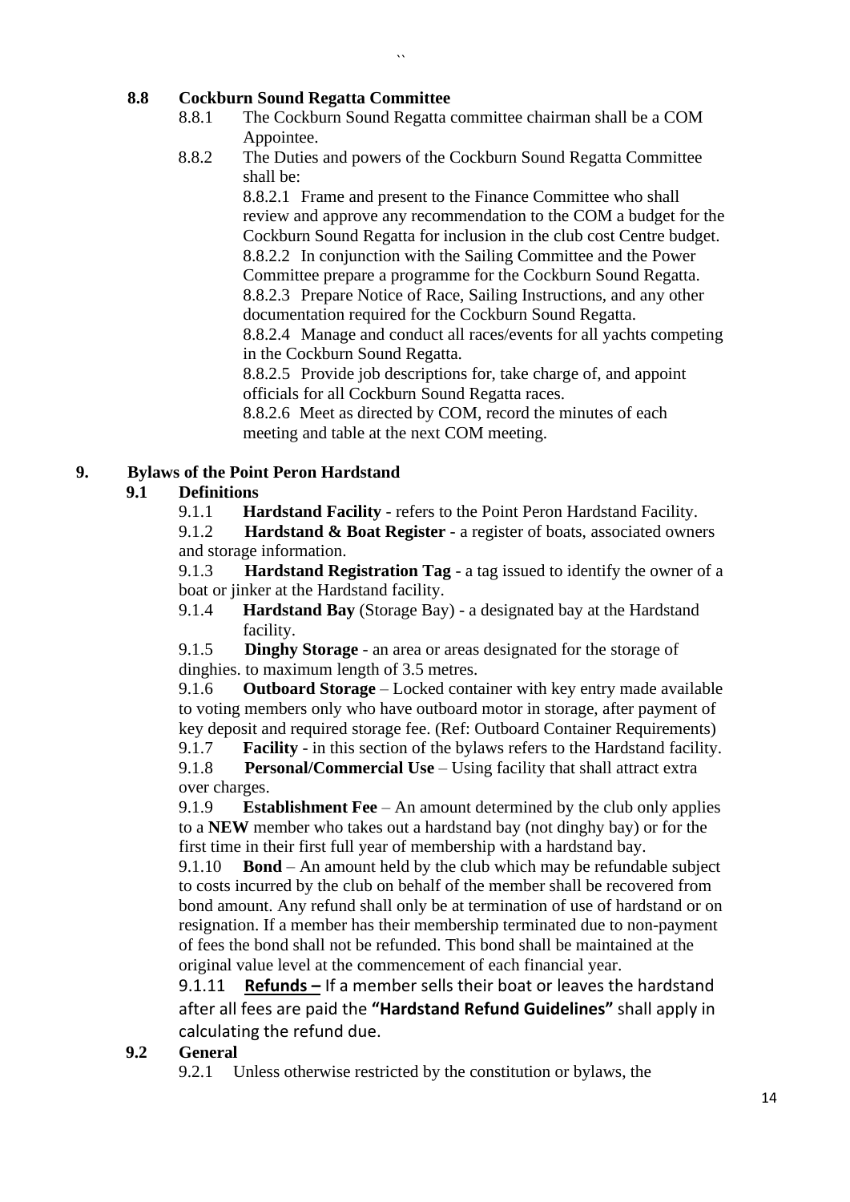## 8.8 Cockburn Sound Regatta Committee

8.8.1 The Cockburn Sound Regatta committee chairman shall be a COM Appointee.

8.8.2 The Duties and powers of the Cockburn Sound Regatta Committee shall be:

8.8.2.1 Frame and present to the Finance Committee who shall review and approve any recommendation to the COM a budget for the Cockburn Sound Regatta for inclusion in the club cost Centre budget.

8.8.2.2 In conjunction with the Sailing Committee and the Power Committee prepare a programme for the Cockburn Sound Regatta.

8.8.2.3 Prepare Notice of Race, Sailing Instructions, and any other documentation required for the Cockburn Sound Regatta.

8.8.2.4 Manage and conduct all races/events for all yachts competing in the Cockburn Sound Regatta.

8.8.2.5 Provide job descriptions for, take charge of, and appoint officials for all Cockburn Sound Regatta races.

8.8.2.6 Meet as directed by COM, record the minutes of each meeting and table at the next COM meeting.

# 9. Bylaws of the Point Peron Hardstand

## 9.1 Definitions

9.1.1 **Hardstand Facility** - refers to the Point Peron Hardstand Facility.

9.1.2 **Hardstand & Boat Register** - a register of boats, associated owners and storage information.

9.1.3 **Hardstand Registration Tag** - a tag issued to identify the owner of a boat or jinker at the Hardstand facility.

9.1.4 **Hardstand Bay** (Storage Bay) - a designated bay at the Hardstand facility.

9.1.5 **Dinghy Storage** - an area or areas designated for the storage of dinghies. to maximum length of 3.5 metres.

9.1.6 **Outboard Storage** – Locked container with key entry made available to voting members only who have outboard motor in storage, after payment of key deposit and required storage fee. (Ref: Outboard Container Requirements)

9.1.7 **Facility** - in this section of the bylaws refers to the Hardstand facility.

9.1.8 **Personal/Commercial Use** – Using facility that shall attract extra over charges.

9.1.9 **Establishment Fee** – An amount determined by the club only applies to a **NEW** member who takes out a hardstand bay (not dinghy bay) or for the first time in their first full year of membership with a hardstand bay.

9.1.10 **Bond** – An amount held by the club which may be refundable subject to costs incurred by the club on behalf of the member shall be recovered from bond amount. Any refund shall only be at termination of use of hardstand or on resignation. If a member has their membership terminated due to non-payment of fees the bond shall not be refunded. This bond shall be maintained at the original value level at the commencement of each financial year.

9.1.11 **Refunds –** If a member sells their boat or leaves the hardstand after all fees are paid the **"Hardstand Refund Guidelines"** shall apply in calculating the refund due.

## 9.2 General

9.2.1 Unless otherwise restricted by the constitution or bylaws, the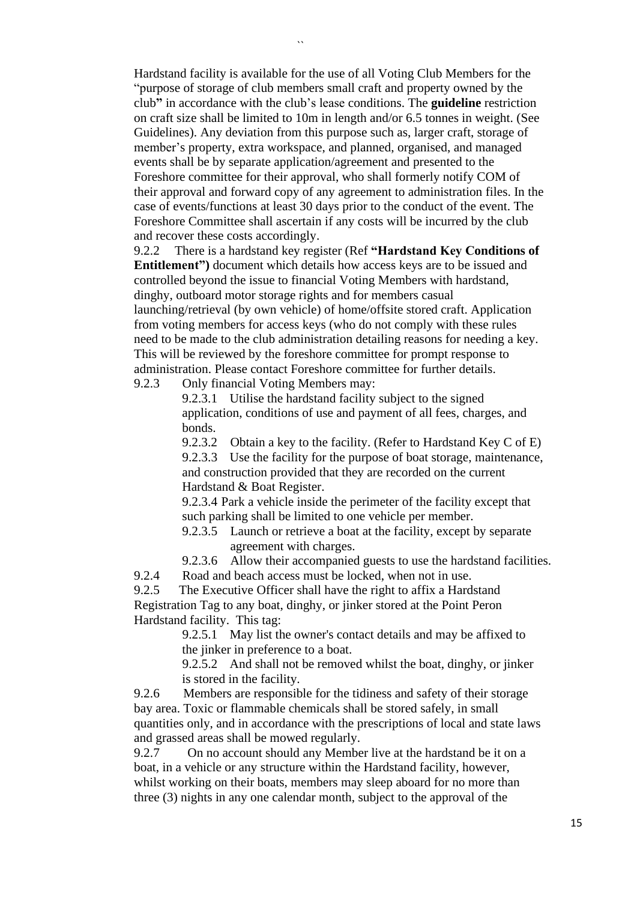Hardstand facility is available for the use of all Voting Club Members for the "purpose of storage of club members small craft and property owned by the club**"** in accordance with the club's lease conditions. The **guideline** restriction on craft size shall be limited to 10m in length and/or 6.5 tonnes in weight. (See Guidelines). Any deviation from this purpose such as, larger craft, storage of member's property, extra workspace, and planned, organised, and managed events shall be by separate application/agreement and presented to the Foreshore committee for their approval, who shall formerly notify COM of their approval and forward copy of any agreement to administration files. In the case of events/functions at least 30 days prior to the conduct of the event. The Foreshore Committee shall ascertain if any costs will be incurred by the club and recover these costs accordingly.

9.2.2 There is a hardstand key register (Ref **"Hardstand Key Conditions of Entitlement")** document which details how access keys are to be issued and controlled beyond the issue to financial Voting Members with hardstand, dinghy, outboard motor storage rights and for members casual launching/retrieval (by own vehicle) of home/offsite stored craft. Application from voting members for access keys (who do not comply with these rules need to be made to the club administration detailing reasons for needing a key. This will be reviewed by the foreshore committee for prompt response to administration. Please contact Foreshore committee for further details.

9.2.3 Only financial Voting Members may:

- 9.2.3.1 Utilise the hardstand facility subject to the signed application, conditions of use and payment of all fees, charges, and bonds.
- 9.2.3.2 Obtain a key to the facility. (Refer to Hardstand Key C of E)
- 9.2.3.3 Use the facility for the purpose of boat storage, maintenance, and construction provided that they are recorded on the current Hardstand & Boat Register.
- 9.2.3.4 Park a vehicle inside the perimeter of the facility except that such parking shall be limited to one vehicle per member.
- 9.2.3.5 Launch or retrieve a boat at the facility, except by separate agreement with charges.
- 9.2.3.6 Allow their accompanied guests to use the hardstand facilities.

9.2.4 Road and beach access must be locked, when not in use.

9.2.5 The Executive Officer shall have the right to affix a Hardstand Registration Tag to any boat, dinghy, or jinker stored at the Point Peron Hardstand facility. This tag:

- 9.2.5.1 May list the owner's contact details and may be affixed to the jinker in preference to a boat.
- 9.2.5.2 And shall not be removed whilst the boat, dinghy, or jinker is stored in the facility.

9.2.6 Members are responsible for the tidiness and safety of their storage bay area. Toxic or flammable chemicals shall be stored safely, in small quantities only, and in accordance with the prescriptions of local and state laws and grassed areas shall be mowed regularly.

9.2.7 On no account should any Member live at the hardstand be it on a boat, in a vehicle or any structure within the Hardstand facility, however, whilst working on their boats, members may sleep aboard for no more than three (3) nights in any one calendar month, subject to the approval of the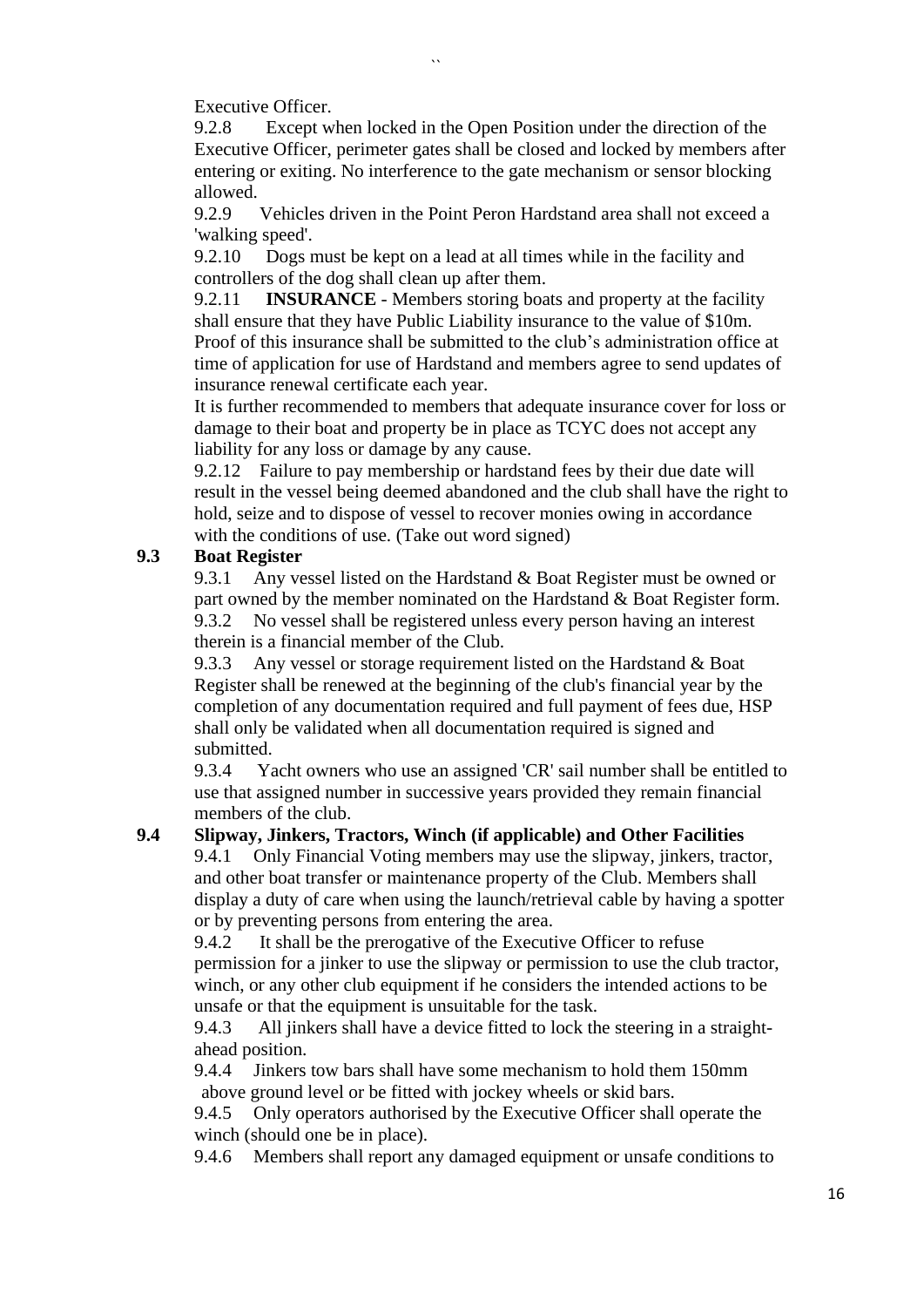Executive Officer.

9.2.8 Except when locked in the Open Position under the direction of the Executive Officer, perimeter gates shall be closed and locked by members after entering or exiting. No interference to the gate mechanism or sensor blocking allowed.

9.2.9 Vehicles driven in the Point Peron Hardstand area shall not exceed a 'walking speed'.

9.2.10 Dogs must be kept on a lead at all times while in the facility and controllers of the dog shall clean up after them.

9.2.11 **INSURANCE** - Members storing boats and property at the facility shall ensure that they have Public Liability insurance to the value of $10m. Proof of this insurance shall be submitted to the club's administration office at time of application for use of Hardstand and members agree to send updates of insurance renewal certificate each year.

It is further recommended to members that adequate insurance cover for loss or damage to their boat and property be in place as TCYC does not accept any liability for any loss or damage by any cause.

9.2.12 Failure to pay membership or hardstand fees by their due date will result in the vessel being deemed abandoned and the club shall have the right to hold, seize and to dispose of vessel to recover monies owing in accordance with the conditions of use. (Take out word signed)

### 9.3 Boat Register

9.3.1 Any vessel listed on the Hardstand & Boat Register must be owned or part owned by the member nominated on the Hardstand & Boat Register form.

9.3.2 No vessel shall be registered unless every person having an interest therein is a financial member of the Club.

9.3.3 Any vessel or storage requirement listed on the Hardstand & Boat Register shall be renewed at the beginning of the club's financial year by the completion of any documentation required and full payment of fees due, HSP shall only be validated when all documentation required is signed and submitted.

9.3.4 Yacht owners who use an assigned 'CR' sail number shall be entitled to use that assigned number in successive years provided they remain financial members of the club.

### 9.4 Slipway, Jinkers, Tractors, Winch (if applicable) and Other Facilities

9.4.1 Only Financial Voting members may use the slipway, jinkers, tractor, and other boat transfer or maintenance property of the Club. Members shall display a duty of care when using the launch/retrieval cable by having a spotter or by preventing persons from entering the area.

9.4.2 It shall be the prerogative of the Executive Officer to refuse permission for a jinker to use the slipway or permission to use the club tractor, winch, or any other club equipment if he considers the intended actions to be unsafe or that the equipment is unsuitable for the task.

9.4.3 All jinkers shall have a device fitted to lock the steering in a straight-ahead position.

9.4.4 Jinkers tow bars shall have some mechanism to hold them 150mm above ground level or be fitted with jockey wheels or skid bars.

9.4.5 Only operators authorised by the Executive Officer shall operate the winch (should one be in place).

9.4.6 Members shall report any damaged equipment or unsafe conditions to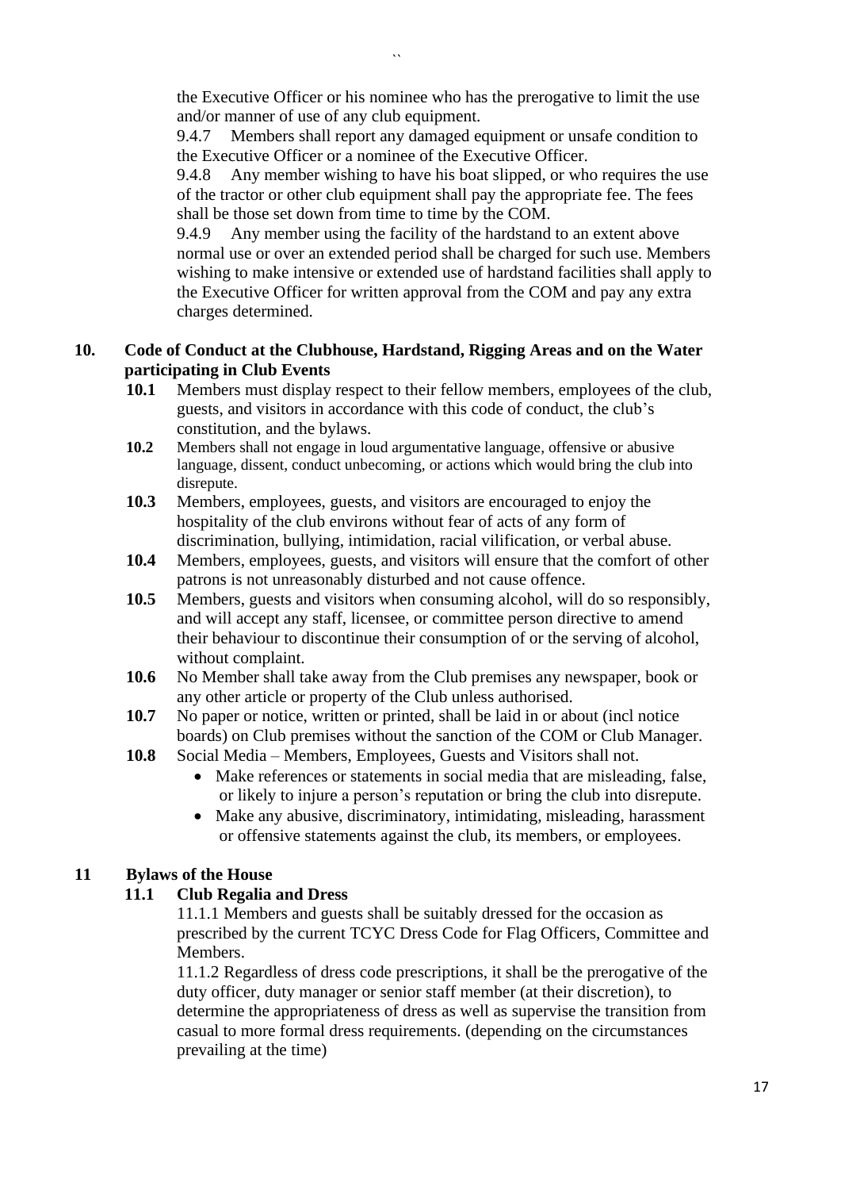the Executive Officer or his nominee who has the prerogative to limit the use and/or manner of use of any club equipment.

9.4.7 Members shall report any damaged equipment or unsafe condition to the Executive Officer or a nominee of the Executive Officer.

9.4.8 Any member wishing to have his boat slipped, or who requires the use of the tractor or other club equipment shall pay the appropriate fee. The fees shall be those set down from time to time by the COM.

9.4.9 Any member using the facility of the hardstand to an extent above normal use or over an extended period shall be charged for such use. Members wishing to make intensive or extended use of hardstand facilities shall apply to the Executive Officer for written approval from the COM and pay any extra charges determined.

## 10. Code of Conduct at the Clubhouse, Hardstand, Rigging Areas and on the Water participating in Club Events

**10.1** Members must display respect to their fellow members, employees of the club, guests, and visitors in accordance with this code of conduct, the club's constitution, and the bylaws.

**10.2** Members shall not engage in loud argumentative language, offensive or abusive language, dissent, conduct unbecoming, or actions which would bring the club into disrepute.

**10.3** Members, employees, guests, and visitors are encouraged to enjoy the hospitality of the club environs without fear of acts of any form of discrimination, bullying, intimidation, racial vilification, or verbal abuse.

**10.4** Members, employees, guests, and visitors will ensure that the comfort of other patrons is not unreasonably disturbed and not cause offence.

**10.5** Members, guests and visitors when consuming alcohol, will do so responsibly, and will accept any staff, licensee, or committee person directive to amend their behaviour to discontinue their consumption of or the serving of alcohol, without complaint.

**10.6** No Member shall take away from the Club premises any newspaper, book or any other article or property of the Club unless authorised.

**10.7** No paper or notice, written or printed, shall be laid in or about (incl notice boards) on Club premises without the sanction of the COM or Club Manager.

**10.8** Social Media – Members, Employees, Guests and Visitors shall not.

- Make references or statements in social media that are misleading, false, or likely to injure a person's reputation or bring the club into disrepute.
- Make any abusive, discriminatory, intimidating, misleading, harassment or offensive statements against the club, its members, or employees.

## 11 Bylaws of the House

### 11.1 Club Regalia and Dress

11.1.1 Members and guests shall be suitably dressed for the occasion as prescribed by the current TCYC Dress Code for Flag Officers, Committee and Members.

11.1.2 Regardless of dress code prescriptions, it shall be the prerogative of the duty officer, duty manager or senior staff member (at their discretion), to determine the appropriateness of dress as well as supervise the transition from casual to more formal dress requirements. (depending on the circumstances prevailing at the time)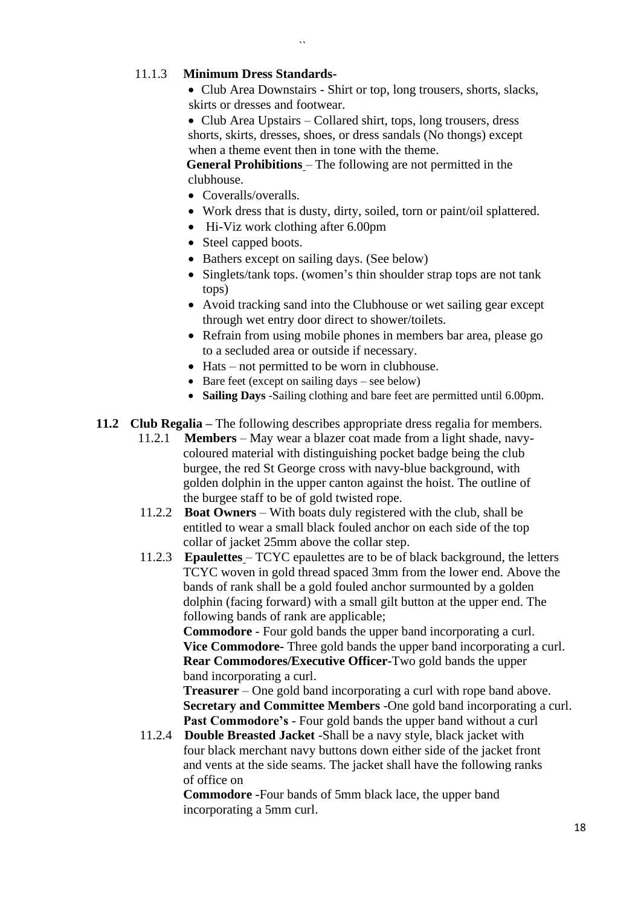11.1.3 **Minimum Dress Standards-**

- Club Area Downstairs - Shirt or top, long trousers, shorts, slacks, skirts or dresses and footwear.
- Club Area Upstairs – Collared shirt, tops, long trousers, dress shorts, skirts, dresses, shoes, or dress sandals (No thongs) except when a theme event then in tone with the theme.

**General Prohibitions** – The following are not permitted in the clubhouse.

- Coveralls/overalls.
- Work dress that is dusty, dirty, soiled, torn or paint/oil splattered.
- Hi-Viz work clothing after 6.00pm
- Steel capped boots.
- Bathers except on sailing days. (See below)
- Singlets/tank tops. (women's thin shoulder strap tops are not tank tops)
- Avoid tracking sand into the Clubhouse or wet sailing gear except through wet entry door direct to shower/toilets.
- Refrain from using mobile phones in members bar area, please go to a secluded area or outside if necessary.
- Hats – not permitted to be worn in clubhouse.
- Bare feet (except on sailing days – see below)
- **Sailing Days** -Sailing clothing and bare feet are permitted until 6.00pm.

**11.2 Club Regalia –** The following describes appropriate dress regalia for members.

11.2.1 **Members** – May wear a blazer coat made from a light shade, navy-coloured material with distinguishing pocket badge being the club burgee, the red St George cross with navy-blue background, with golden dolphin in the upper canton against the hoist. The outline of the burgee staff to be of gold twisted rope.

11.2.2 **Boat Owners** – With boats duly registered with the club, shall be entitled to wear a small black fouled anchor on each side of the top collar of jacket 25mm above the collar step.

11.2.3 **Epaulettes** – TCYC epaulettes are to be of black background, the letters TCYC woven in gold thread spaced 3mm from the lower end. Above the bands of rank shall be a gold fouled anchor surmounted by a golden dolphin (facing forward) with a small gilt button at the upper end. The following bands of rank are applicable;

**Commodore** - Four gold bands the upper band incorporating a curl.
**Vice Commodore-** Three gold bands the upper band incorporating a curl.
**Rear Commodores/Executive Officer**-Two gold bands the upper band incorporating a curl.
**Treasurer** – One gold band incorporating a curl with rope band above.
**Secretary and Committee Members** -One gold band incorporating a curl.
**Past Commodore's** - Four gold bands the upper band without a curl

11.2.4 **Double Breasted Jacket** -Shall be a navy style, black jacket with four black merchant navy buttons down either side of the jacket front and vents at the side seams. The jacket shall have the following ranks of office on

**Commodore** -Four bands of 5mm black lace, the upper band incorporating a 5mm curl.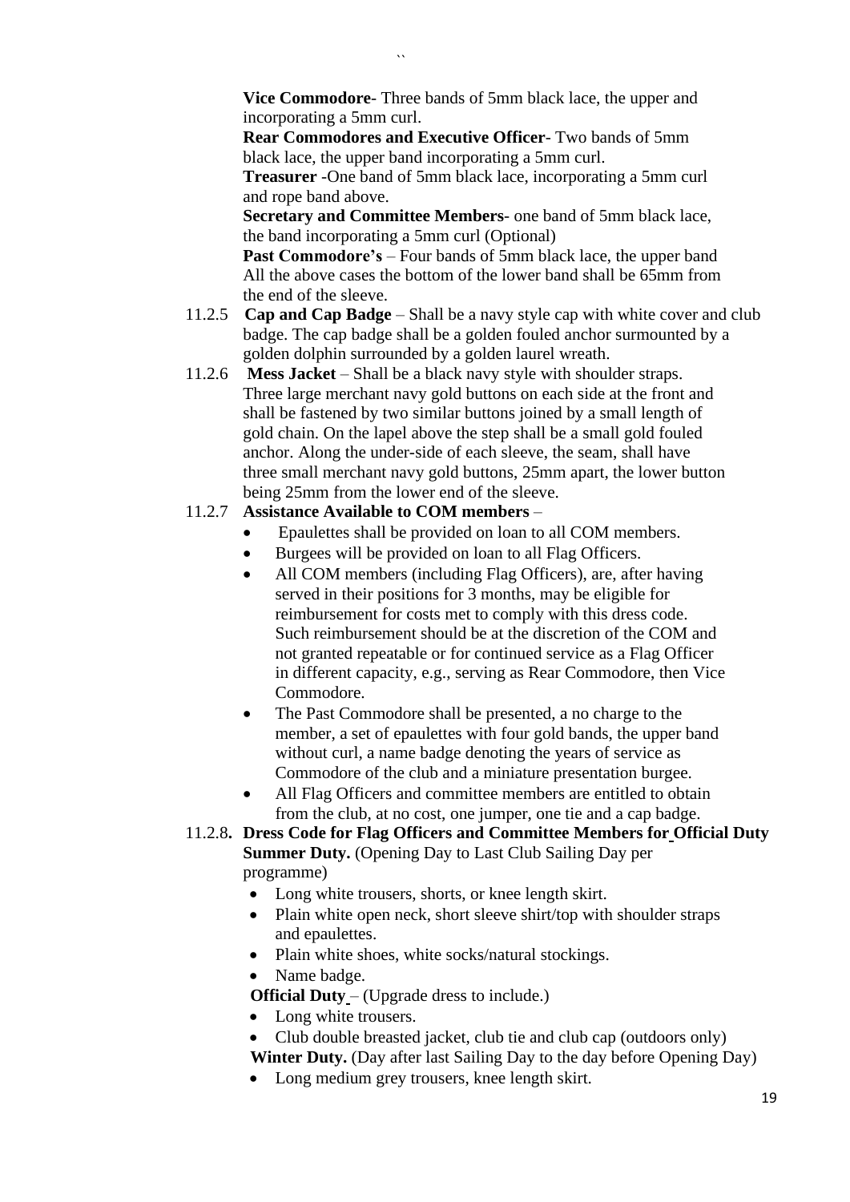**Vice Commodore**- Three bands of 5mm black lace, the upper and incorporating a 5mm curl.
**Rear Commodores and Executive Officer**- Two bands of 5mm black lace, the upper band incorporating a 5mm curl.
**Treasurer** -One band of 5mm black lace, incorporating a 5mm curl and rope band above.
**Secretary and Committee Members**- one band of 5mm black lace, the band incorporating a 5mm curl (Optional)
**Past Commodore's** – Four bands of 5mm black lace, the upper band All the above cases the bottom of the lower band shall be 65mm from the end of the sleeve.

11.2.5 **Cap and Cap Badge** – Shall be a navy style cap with white cover and club badge. The cap badge shall be a golden fouled anchor surmounted by a golden dolphin surrounded by a golden laurel wreath.

11.2.6 **Mess Jacket** – Shall be a black navy style with shoulder straps. Three large merchant navy gold buttons on each side at the front and shall be fastened by two similar buttons joined by a small length of gold chain. On the lapel above the step shall be a small gold fouled anchor. Along the under-side of each sleeve, the seam, shall have three small merchant navy gold buttons, 25mm apart, the lower button being 25mm from the lower end of the sleeve.

11.2.7 **Assistance Available to COM members** –

- Epaulettes shall be provided on loan to all COM members.
- Burgees will be provided on loan to all Flag Officers.
- All COM members (including Flag Officers), are, after having served in their positions for 3 months, may be eligible for reimbursement for costs met to comply with this dress code. Such reimbursement should be at the discretion of the COM and not granted repeatable or for continued service as a Flag Officer in different capacity, e.g., serving as Rear Commodore, then Vice Commodore.
- The Past Commodore shall be presented, a no charge to the member, a set of epaulettes with four gold bands, the upper band without curl, a name badge denoting the years of service as Commodore of the club and a miniature presentation burgee.
- All Flag Officers and committee members are entitled to obtain from the club, at no cost, one jumper, one tie and a cap badge.

11.2.8**. Dress Code for Flag Officers and Committee Members for Official Duty**
**Summer Duty.** (Opening Day to Last Club Sailing Day per programme)

- Long white trousers, shorts, or knee length skirt.
- Plain white open neck, short sleeve shirt/top with shoulder straps and epaulettes.
- Plain white shoes, white socks/natural stockings.
- Name badge.

**Official Duty** – (Upgrade dress to include.)

- Long white trousers.
- Club double breasted jacket, club tie and club cap (outdoors only)

**Winter Duty.** (Day after last Sailing Day to the day before Opening Day)

- Long medium grey trousers, knee length skirt.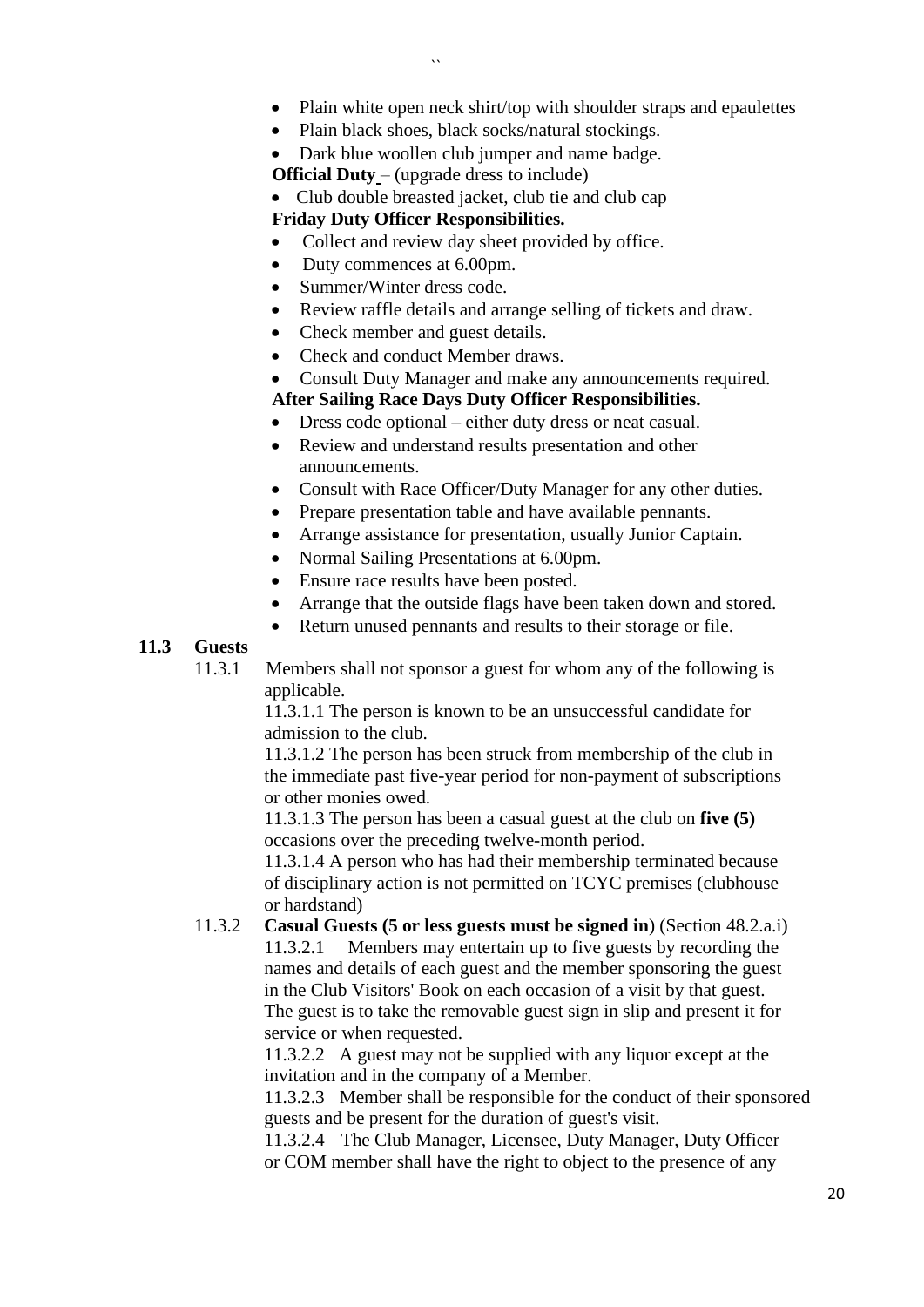- Plain white open neck shirt/top with shoulder straps and epaulettes
- Plain black shoes, black socks/natural stockings.
- Dark blue woollen club jumper and name badge.

**Official Duty** – (upgrade dress to include)

- Club double breasted jacket, club tie and club cap

**Friday Duty Officer Responsibilities.**

- Collect and review day sheet provided by office.
- Duty commences at 6.00pm.
- Summer/Winter dress code.
- Review raffle details and arrange selling of tickets and draw.
- Check member and guest details.
- Check and conduct Member draws.
- Consult Duty Manager and make any announcements required.

**After Sailing Race Days Duty Officer Responsibilities.**

- Dress code optional – either duty dress or neat casual.
- Review and understand results presentation and other announcements.
- Consult with Race Officer/Duty Manager for any other duties.
- Prepare presentation table and have available pennants.
- Arrange assistance for presentation, usually Junior Captain.
- Normal Sailing Presentations at 6.00pm.
- Ensure race results have been posted.
- Arrange that the outside flags have been taken down and stored.
- Return unused pennants and results to their storage or file.

**11.3 Guests**

11.3.1 Members shall not sponsor a guest for whom any of the following is applicable.

11.3.1.1 The person is known to be an unsuccessful candidate for admission to the club.

11.3.1.2 The person has been struck from membership of the club in the immediate past five-year period for non-payment of subscriptions or other monies owed.

11.3.1.3 The person has been a casual guest at the club on **five (5)** occasions over the preceding twelve-month period.

11.3.1.4 A person who has had their membership terminated because of disciplinary action is not permitted on TCYC premises (clubhouse or hardstand)

11.3.2 **Casual Guests (5 or less guests must be signed in**) (Section 48.2.a.i)

11.3.2.1 Members may entertain up to five guests by recording the names and details of each guest and the member sponsoring the guest in the Club Visitors' Book on each occasion of a visit by that guest. The guest is to take the removable guest sign in slip and present it for service or when requested.

11.3.2.2 A guest may not be supplied with any liquor except at the invitation and in the company of a Member.

11.3.2.3 Member shall be responsible for the conduct of their sponsored guests and be present for the duration of guest's visit.

11.3.2.4 The Club Manager, Licensee, Duty Manager, Duty Officer or COM member shall have the right to object to the presence of any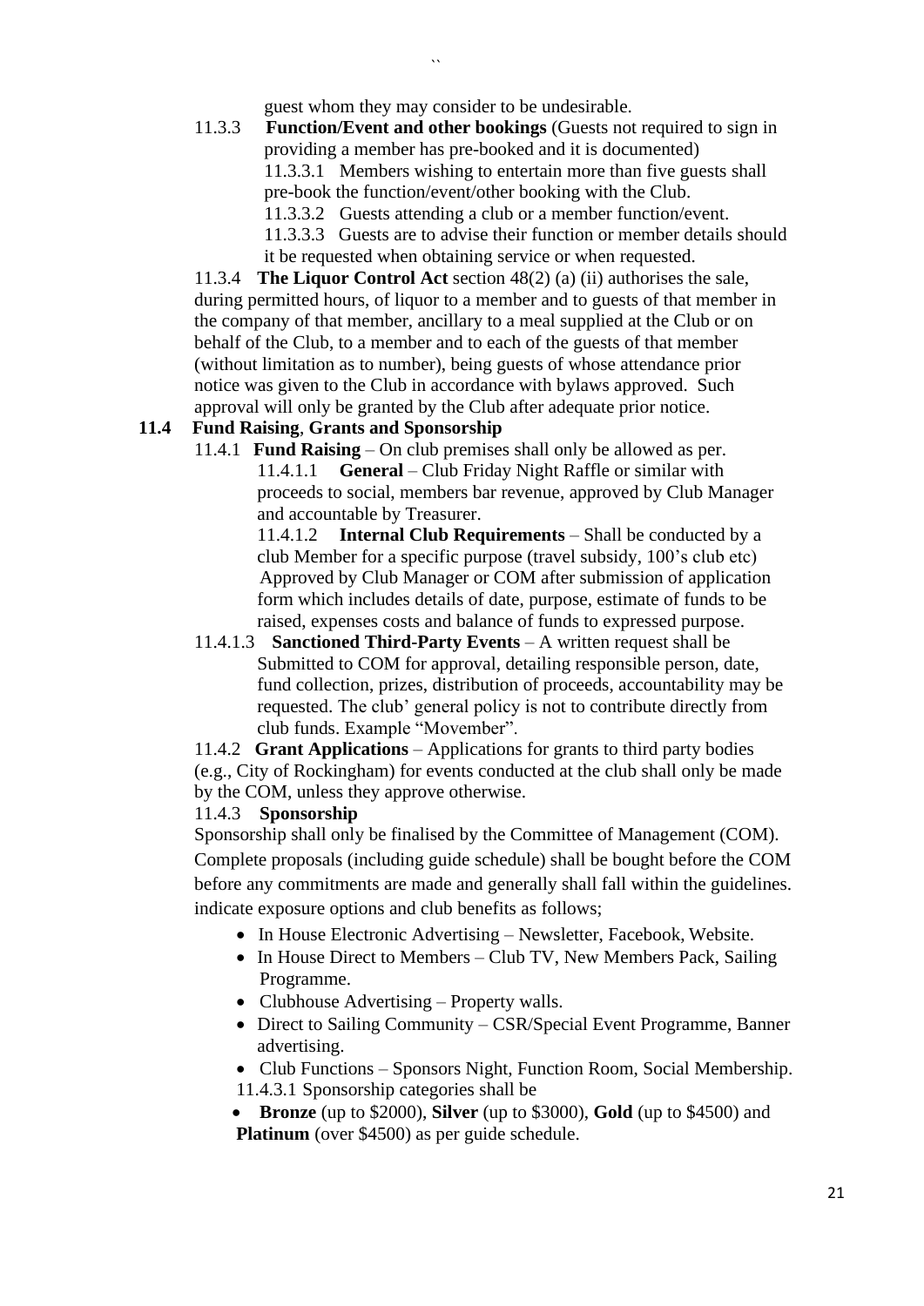guest whom they may consider to be undesirable.

11.3.3 **Function/Event and other bookings** (Guests not required to sign in providing a member has pre-booked and it is documented)

11.3.3.1 Members wishing to entertain more than five guests shall pre-book the function/event/other booking with the Club.

11.3.3.2 Guests attending a club or a member function/event.

11.3.3.3 Guests are to advise their function or member details should it be requested when obtaining service or when requested.

11.3.4 **The Liquor Control Act** section 48(2) (a) (ii) authorises the sale, during permitted hours, of liquor to a member and to guests of that member in the company of that member, ancillary to a meal supplied at the Club or on behalf of the Club, to a member and to each of the guests of that member (without limitation as to number), being guests of whose attendance prior notice was given to the Club in accordance with bylaws approved. Such approval will only be granted by the Club after adequate prior notice.

**11.4 Fund Raising, Grants and Sponsorship**

11.4.1 **Fund Raising** – On club premises shall only be allowed as per.

11.4.1.1 **General** – Club Friday Night Raffle or similar with proceeds to social, members bar revenue, approved by Club Manager and accountable by Treasurer.

11.4.1.2 **Internal Club Requirements** – Shall be conducted by a club Member for a specific purpose (travel subsidy, 100's club etc) Approved by Club Manager or COM after submission of application form which includes details of date, purpose, estimate of funds to be raised, expenses costs and balance of funds to expressed purpose.

11.4.1.3 **Sanctioned Third-Party Events** – A written request shall be Submitted to COM for approval, detailing responsible person, date, fund collection, prizes, distribution of proceeds, accountability may be requested. The club' general policy is not to contribute directly from club funds. Example "Movember".

11.4.2 **Grant Applications** – Applications for grants to third party bodies (e.g., City of Rockingham) for events conducted at the club shall only be made by the COM, unless they approve otherwise.

11.4.3 **Sponsorship**

Sponsorship shall only be finalised by the Committee of Management (COM). Complete proposals (including guide schedule) shall be bought before the COM before any commitments are made and generally shall fall within the guidelines. indicate exposure options and club benefits as follows;

- In House Electronic Advertising – Newsletter, Facebook, Website.
- In House Direct to Members – Club TV, New Members Pack, Sailing Programme.
- Clubhouse Advertising – Property walls.
- Direct to Sailing Community – CSR/Special Event Programme, Banner advertising.
- Club Functions – Sponsors Night, Function Room, Social Membership.

11.4.3.1 Sponsorship categories shall be

- **Bronze** (up to $2000), **Silver** (up to $3000), **Gold** (up to $4500) and **Platinum** (over $4500) as per guide schedule.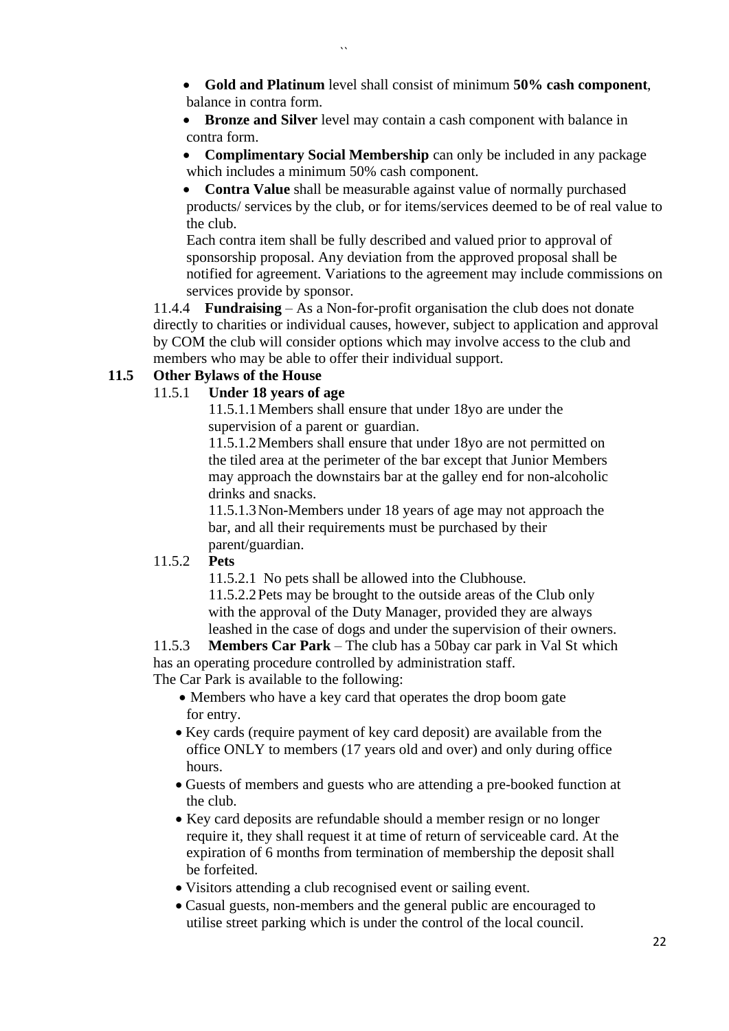- **Gold and Platinum** level shall consist of minimum **50% cash component**, balance in contra form.
- **Bronze and Silver** level may contain a cash component with balance in contra form.
- **Complimentary Social Membership** can only be included in any package which includes a minimum 50% cash component.
- **Contra Value** shall be measurable against value of normally purchased products/ services by the club, or for items/services deemed to be of real value to the club.

  Each contra item shall be fully described and valued prior to approval of sponsorship proposal. Any deviation from the approved proposal shall be notified for agreement. Variations to the agreement may include commissions on services provide by sponsor.

11.4.4 **Fundraising** – As a Non-for-profit organisation the club does not donate directly to charities or individual causes, however, subject to application and approval by COM the club will consider options which may involve access to the club and members who may be able to offer their individual support.

## 11.5 Other Bylaws of the House

### 11.5.1 Under 18 years of age

11.5.1.1 Members shall ensure that under 18yo are under the supervision of a parent or guardian.

11.5.1.2 Members shall ensure that under 18yo are not permitted on the tiled area at the perimeter of the bar except that Junior Members may approach the downstairs bar at the galley end for non-alcoholic drinks and snacks.

11.5.1.3 Non-Members under 18 years of age may not approach the bar, and all their requirements must be purchased by their parent/guardian.

### 11.5.2 Pets

11.5.2.1 No pets shall be allowed into the Clubhouse.

11.5.2.2 Pets may be brought to the outside areas of the Club only with the approval of the Duty Manager, provided they are always leashed in the case of dogs and under the supervision of their owners.

11.5.3 **Members Car Park** – The club has a 50bay car park in Val St which has an operating procedure controlled by administration staff.

The Car Park is available to the following:

- Members who have a key card that operates the drop boom gate for entry.
- Key cards (require payment of key card deposit) are available from the office ONLY to members (17 years old and over) and only during office hours.
- Guests of members and guests who are attending a pre-booked function at the club.
- Key card deposits are refundable should a member resign or no longer require it, they shall request it at time of return of serviceable card. At the expiration of 6 months from termination of membership the deposit shall be forfeited.
- Visitors attending a club recognised event or sailing event.
- Casual guests, non-members and the general public are encouraged to utilise street parking which is under the control of the local council.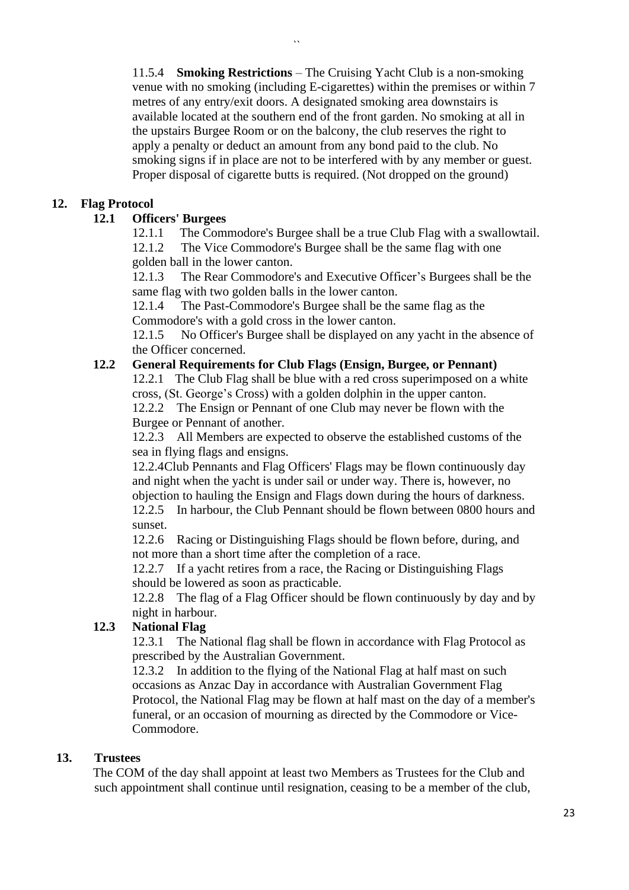11.5.4 **Smoking Restrictions** – The Cruising Yacht Club is a non-smoking venue with no smoking (including E-cigarettes) within the premises or within 7 metres of any entry/exit doors. A designated smoking area downstairs is available located at the southern end of the front garden. No smoking at all in the upstairs Burgee Room or on the balcony, the club reserves the right to apply a penalty or deduct an amount from any bond paid to the club. No smoking signs if in place are not to be interfered with by any member or guest. Proper disposal of cigarette butts is required. (Not dropped on the ground)

## 12. Flag Protocol

### 12.1 Officers' Burgees

12.1.1 The Commodore's Burgee shall be a true Club Flag with a swallowtail.

12.1.2 The Vice Commodore's Burgee shall be the same flag with one golden ball in the lower canton.

12.1.3 The Rear Commodore's and Executive Officer's Burgees shall be the same flag with two golden balls in the lower canton.

12.1.4 The Past-Commodore's Burgee shall be the same flag as the Commodore's with a gold cross in the lower canton.

12.1.5 No Officer's Burgee shall be displayed on any yacht in the absence of the Officer concerned.

### 12.2 General Requirements for Club Flags (Ensign, Burgee, or Pennant)

12.2.1 The Club Flag shall be blue with a red cross superimposed on a white cross, (St. George's Cross) with a golden dolphin in the upper canton.

12.2.2 The Ensign or Pennant of one Club may never be flown with the Burgee or Pennant of another.

12.2.3 All Members are expected to observe the established customs of the sea in flying flags and ensigns.

12.2.4Club Pennants and Flag Officers' Flags may be flown continuously day and night when the yacht is under sail or under way. There is, however, no objection to hauling the Ensign and Flags down during the hours of darkness.

12.2.5 In harbour, the Club Pennant should be flown between 0800 hours and sunset.

12.2.6 Racing or Distinguishing Flags should be flown before, during, and not more than a short time after the completion of a race.

12.2.7 If a yacht retires from a race, the Racing or Distinguishing Flags should be lowered as soon as practicable.

12.2.8 The flag of a Flag Officer should be flown continuously by day and by night in harbour.

### 12.3 National Flag

12.3.1 The National flag shall be flown in accordance with Flag Protocol as prescribed by the Australian Government.

12.3.2 In addition to the flying of the National Flag at half mast on such occasions as Anzac Day in accordance with Australian Government Flag Protocol, the National Flag may be flown at half mast on the day of a member's funeral, or an occasion of mourning as directed by the Commodore or Vice-Commodore.

## 13. Trustees

The COM of the day shall appoint at least two Members as Trustees for the Club and such appointment shall continue until resignation, ceasing to be a member of the club,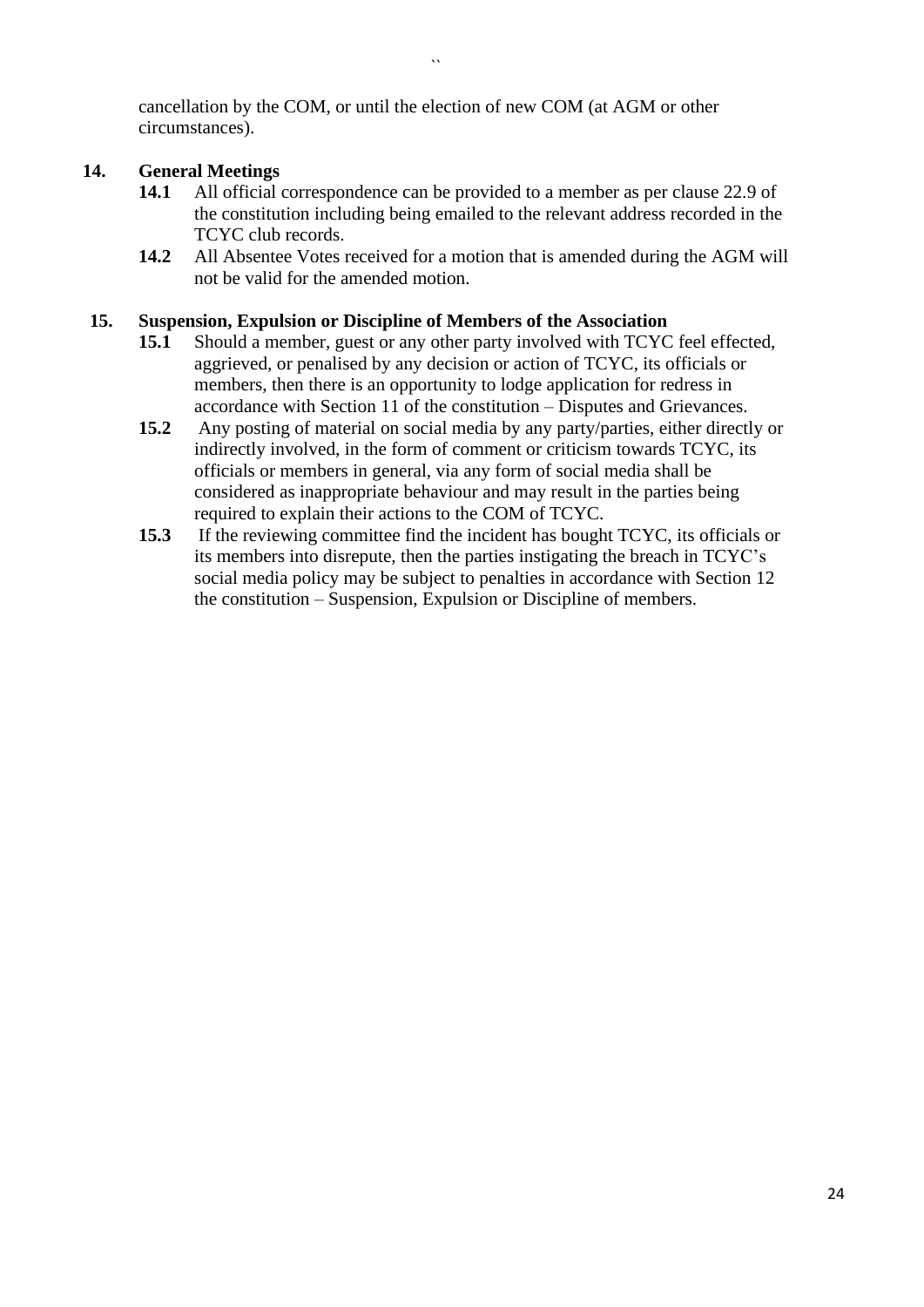cancellation by the COM, or until the election of new COM (at AGM or other circumstances).

**14. General Meetings**

**14.1** All official correspondence can be provided to a member as per clause 22.9 of the constitution including being emailed to the relevant address recorded in the TCYC club records.

**14.2** All Absentee Votes received for a motion that is amended during the AGM will not be valid for the amended motion.

**15. Suspension, Expulsion or Discipline of Members of the Association**

**15.1** Should a member, guest or any other party involved with TCYC feel effected, aggrieved, or penalised by any decision or action of TCYC, its officials or members, then there is an opportunity to lodge application for redress in accordance with Section 11 of the constitution – Disputes and Grievances.

**15.2** Any posting of material on social media by any party/parties, either directly or indirectly involved, in the form of comment or criticism towards TCYC, its officials or members in general, via any form of social media shall be considered as inappropriate behaviour and may result in the parties being required to explain their actions to the COM of TCYC.

**15.3** If the reviewing committee find the incident has bought TCYC, its officials or its members into disrepute, then the parties instigating the breach in TCYC's social media policy may be subject to penalties in accordance with Section 12 the constitution – Suspension, Expulsion or Discipline of members.